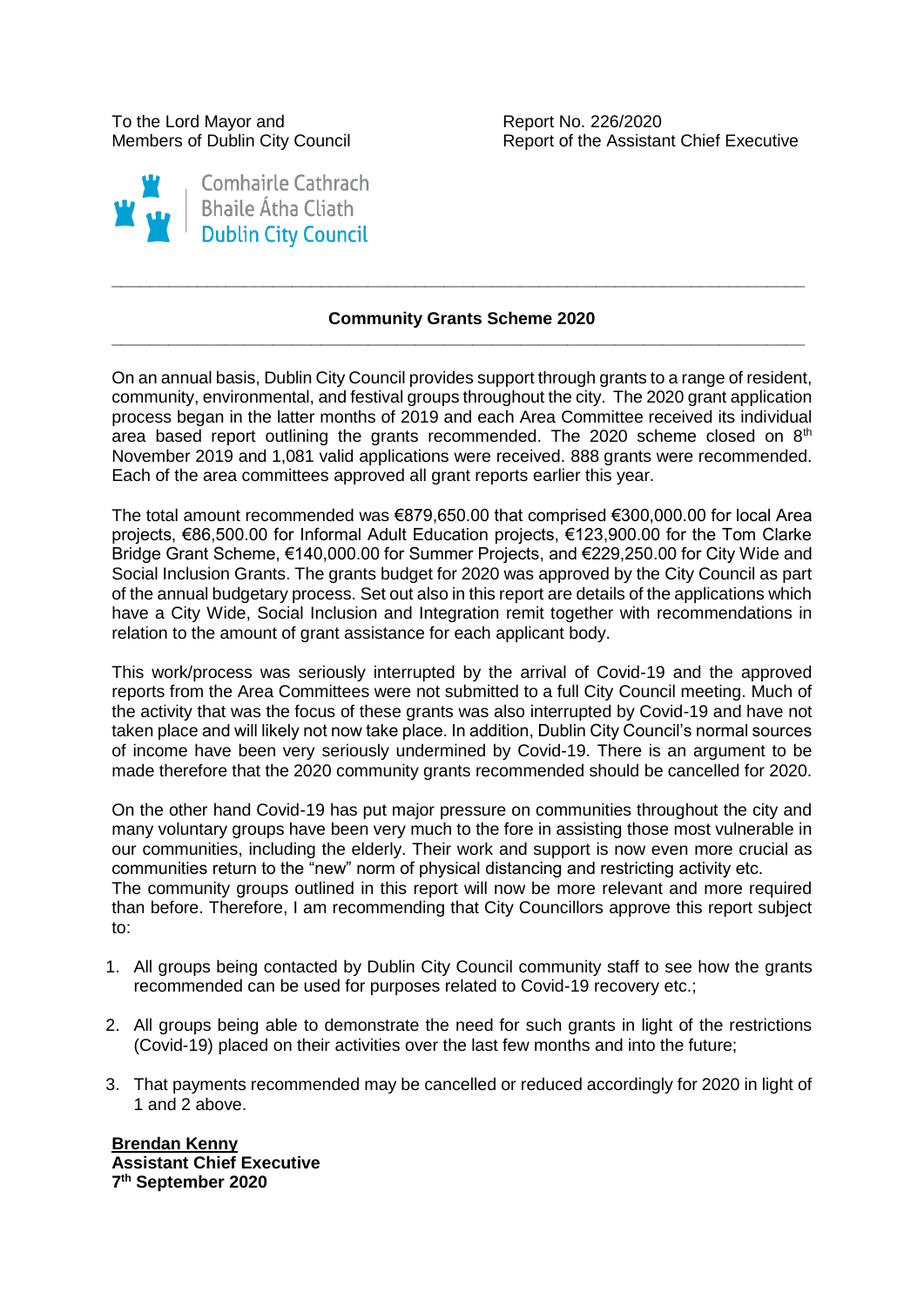To the Lord Mayor and
Members of Dublin City Council

Report No. 226/2020
Report of the Assistant Chief Executive

Comhairle Cathrach
Bhaile Átha Cliath
Dublin City Council

---

**Community Grants Scheme 2020**

---

On an annual basis, Dublin City Council provides support through grants to a range of resident, community, environmental, and festival groups throughout the city. The 2020 grant application process began in the latter months of 2019 and each Area Committee received its individual area based report outlining the grants recommended. The 2020 scheme closed on 8th November 2019 and 1,081 valid applications were received. 888 grants were recommended. Each of the area committees approved all grant reports earlier this year.

The total amount recommended was €879,650.00 that comprised €300,000.00 for local Area projects, €86,500.00 for Informal Adult Education projects, €123,900.00 for the Tom Clarke Bridge Grant Scheme, €140,000.00 for Summer Projects, and €229,250.00 for City Wide and Social Inclusion Grants. The grants budget for 2020 was approved by the City Council as part of the annual budgetary process. Set out also in this report are details of the applications which have a City Wide, Social Inclusion and Integration remit together with recommendations in relation to the amount of grant assistance for each applicant body.

This work/process was seriously interrupted by the arrival of Covid-19 and the approved reports from the Area Committees were not submitted to a full City Council meeting. Much of the activity that was the focus of these grants was also interrupted by Covid-19 and have not taken place and will likely not now take place. In addition, Dublin City Council's normal sources of income have been very seriously undermined by Covid-19. There is an argument to be made therefore that the 2020 community grants recommended should be cancelled for 2020.

On the other hand Covid-19 has put major pressure on communities throughout the city and many voluntary groups have been very much to the fore in assisting those most vulnerable in our communities, including the elderly. Their work and support is now even more crucial as communities return to the "new" norm of physical distancing and restricting activity etc.
The community groups outlined in this report will now be more relevant and more required than before. Therefore, I am recommending that City Councillors approve this report subject to:

1. All groups being contacted by Dublin City Council community staff to see how the grants recommended can be used for purposes related to Covid-19 recovery etc.;

2. All groups being able to demonstrate the need for such grants in light of the restrictions (Covid-19) placed on their activities over the last few months and into the future;

3. That payments recommended may be cancelled or reduced accordingly for 2020 in light of 1 and 2 above.

**Brendan Kenny**
**Assistant Chief Executive**
**7th September 2020**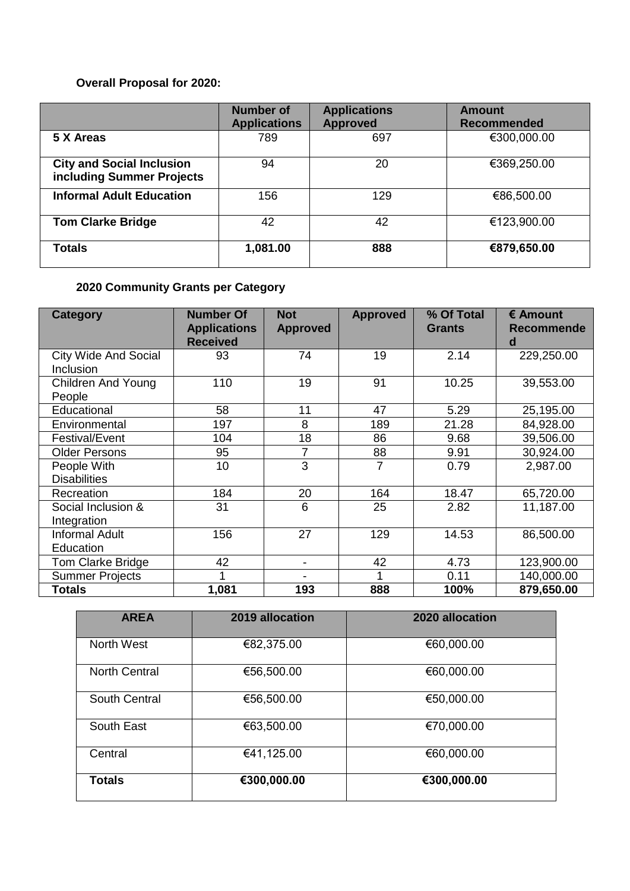**Overall Proposal for 2020:**

| | Number of Applications | Applications Approved | Amount Recommended |
|---|---|---|---|
| **5 X Areas** | 789 | 697 | €300,000.00 |
| **City and Social Inclusion including Summer Projects** | 94 | 20 | €369,250.00 |
| **Informal Adult Education** | 156 | 129 | €86,500.00 |
| **Tom Clarke Bridge** | 42 | 42 | €123,900.00 |
| **Totals** | **1,081.00** | **888** | **€879,650.00** |

**2020 Community Grants per Category**

| Category | Number Of Applications Received | Not Approved | Approved | % Of Total Grants | € Amount Recommended |
|---|---|---|---|---|---|
| City Wide And Social Inclusion | 93 | 74 | 19 | 2.14 | 229,250.00 |
| Children And Young People | 110 | 19 | 91 | 10.25 | 39,553.00 |
| Educational | 58 | 11 | 47 | 5.29 | 25,195.00 |
| Environmental | 197 | 8 | 189 | 21.28 | 84,928.00 |
| Festival/Event | 104 | 18 | 86 | 9.68 | 39,506.00 |
| Older Persons | 95 | 7 | 88 | 9.91 | 30,924.00 |
| People With Disabilities | 10 | 3 | 7 | 0.79 | 2,987.00 |
| Recreation | 184 | 20 | 164 | 18.47 | 65,720.00 |
| Social Inclusion & Integration | 31 | 6 | 25 | 2.82 | 11,187.00 |
| Informal Adult Education | 156 | 27 | 129 | 14.53 | 86,500.00 |
| Tom Clarke Bridge | 42 | - | 42 | 4.73 | 123,900.00 |
| Summer Projects | 1 | - | 1 | 0.11 | 140,000.00 |
| **Totals** | **1,081** | **193** | **888** | **100%** | **879,650.00** |

| AREA | 2019 allocation | 2020 allocation |
|---|---|---|
| North West | €82,375.00 | €60,000.00 |
| North Central | €56,500.00 | €60,000.00 |
| South Central | €56,500.00 | €50,000.00 |
| South East | €63,500.00 | €70,000.00 |
| Central | €41,125.00 | €60,000.00 |
| **Totals** | **€300,000.00** | **€300,000.00** |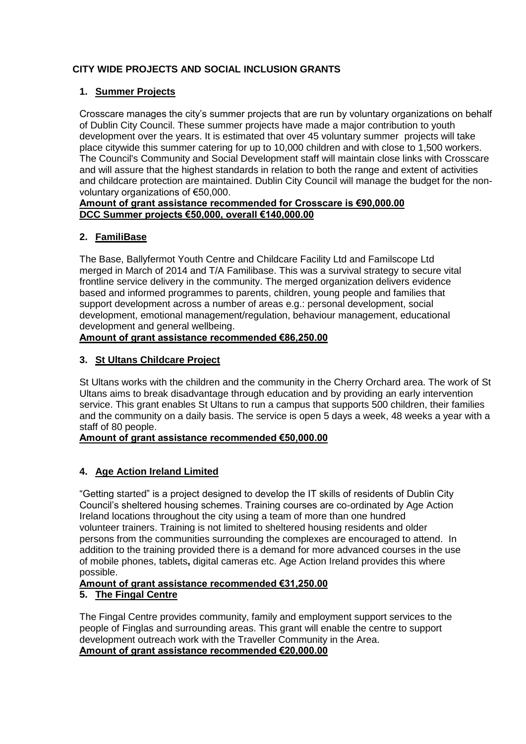## CITY WIDE PROJECTS AND SOCIAL INCLUSION GRANTS

### 1. Summer Projects

Crosscare manages the city's summer projects that are run by voluntary organizations on behalf of Dublin City Council. These summer projects have made a major contribution to youth development over the years. It is estimated that over 45 voluntary summer projects will take place citywide this summer catering for up to 10,000 children and with close to 1,500 workers. The Council's Community and Social Development staff will maintain close links with Crosscare and will assure that the highest standards in relation to both the range and extent of activities and childcare protection are maintained. Dublin City Council will manage the budget for the non-voluntary organizations of €50,000.

**Amount of grant assistance recommended for Crosscare is €90,000.00**
**DCC Summer projects €50,000, overall €140,000.00**

### 2. FamiliBase

The Base, Ballyfermot Youth Centre and Childcare Facility Ltd and Familscope Ltd merged in March of 2014 and T/A Familibase. This was a survival strategy to secure vital frontline service delivery in the community. The merged organization delivers evidence based and informed programmes to parents, children, young people and families that support development across a number of areas e.g.: personal development, social development, emotional management/regulation, behaviour management, educational development and general wellbeing.

**Amount of grant assistance recommended €86,250.00**

### 3. St Ultans Childcare Project

St Ultans works with the children and the community in the Cherry Orchard area. The work of St Ultans aims to break disadvantage through education and by providing an early intervention service. This grant enables St Ultans to run a campus that supports 500 children, their families and the community on a daily basis. The service is open 5 days a week, 48 weeks a year with a staff of 80 people.

**Amount of grant assistance recommended €50,000.00**

### 4. Age Action Ireland Limited

"Getting started" is a project designed to develop the IT skills of residents of Dublin City Council's sheltered housing schemes. Training courses are co-ordinated by Age Action Ireland locations throughout the city using a team of more than one hundred volunteer trainers. Training is not limited to sheltered housing residents and older persons from the communities surrounding the complexes are encouraged to attend. In addition to the training provided there is a demand for more advanced courses in the use of mobile phones, tablets**,** digital cameras etc. Age Action Ireland provides this where possible.

**Amount of grant assistance recommended €31,250.00**

### 5. The Fingal Centre

The Fingal Centre provides community, family and employment support services to the people of Finglas and surrounding areas. This grant will enable the centre to support development outreach work with the Traveller Community in the Area.

**Amount of grant assistance recommended €20,000.00**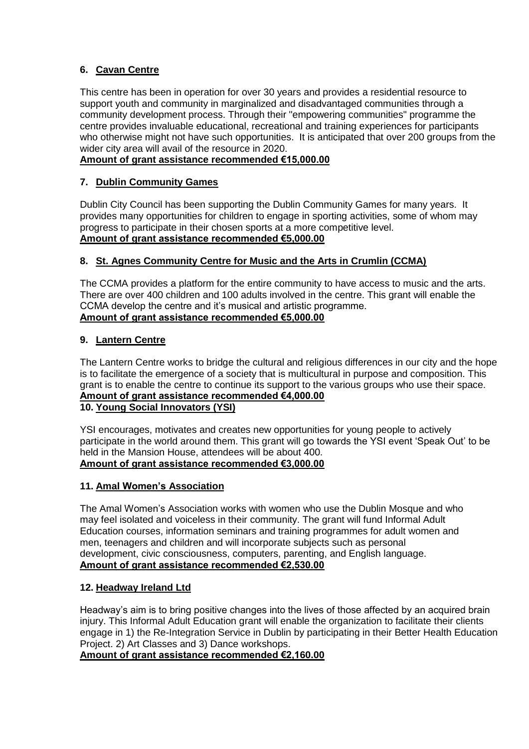**6. Cavan Centre**

This centre has been in operation for over 30 years and provides a residential resource to support youth and community in marginalized and disadvantaged communities through a community development process. Through their "empowering communities" programme the centre provides invaluable educational, recreational and training experiences for participants who otherwise might not have such opportunities. It is anticipated that over 200 groups from the wider city area will avail of the resource in 2020.

**Amount of grant assistance recommended €15,000.00**

**7. Dublin Community Games**

Dublin City Council has been supporting the Dublin Community Games for many years. It provides many opportunities for children to engage in sporting activities, some of whom may progress to participate in their chosen sports at a more competitive level.

**Amount of grant assistance recommended €5,000.00**

**8. St. Agnes Community Centre for Music and the Arts in Crumlin (CCMA)**

The CCMA provides a platform for the entire community to have access to music and the arts. There are over 400 children and 100 adults involved in the centre. This grant will enable the CCMA develop the centre and it's musical and artistic programme.

**Amount of grant assistance recommended €5,000.00**

**9. Lantern Centre**

The Lantern Centre works to bridge the cultural and religious differences in our city and the hope is to facilitate the emergence of a society that is multicultural in purpose and composition. This grant is to enable the centre to continue its support to the various groups who use their space.

**Amount of grant assistance recommended €4,000.00**

**10. Young Social Innovators (YSI)**

YSI encourages, motivates and creates new opportunities for young people to actively participate in the world around them. This grant will go towards the YSI event 'Speak Out' to be held in the Mansion House, attendees will be about 400.

**Amount of grant assistance recommended €3,000.00**

**11. Amal Women's Association**

The Amal Women's Association works with women who use the Dublin Mosque and who may feel isolated and voiceless in their community. The grant will fund Informal Adult Education courses, information seminars and training programmes for adult women and men, teenagers and children and will incorporate subjects such as personal development, civic consciousness, computers, parenting, and English language.

**Amount of grant assistance recommended €2,530.00**

**12. Headway Ireland Ltd**

Headway's aim is to bring positive changes into the lives of those affected by an acquired brain injury. This Informal Adult Education grant will enable the organization to facilitate their clients engage in 1) the Re-Integration Service in Dublin by participating in their Better Health Education Project. 2) Art Classes and 3) Dance workshops.

**Amount of grant assistance recommended €2,160.00**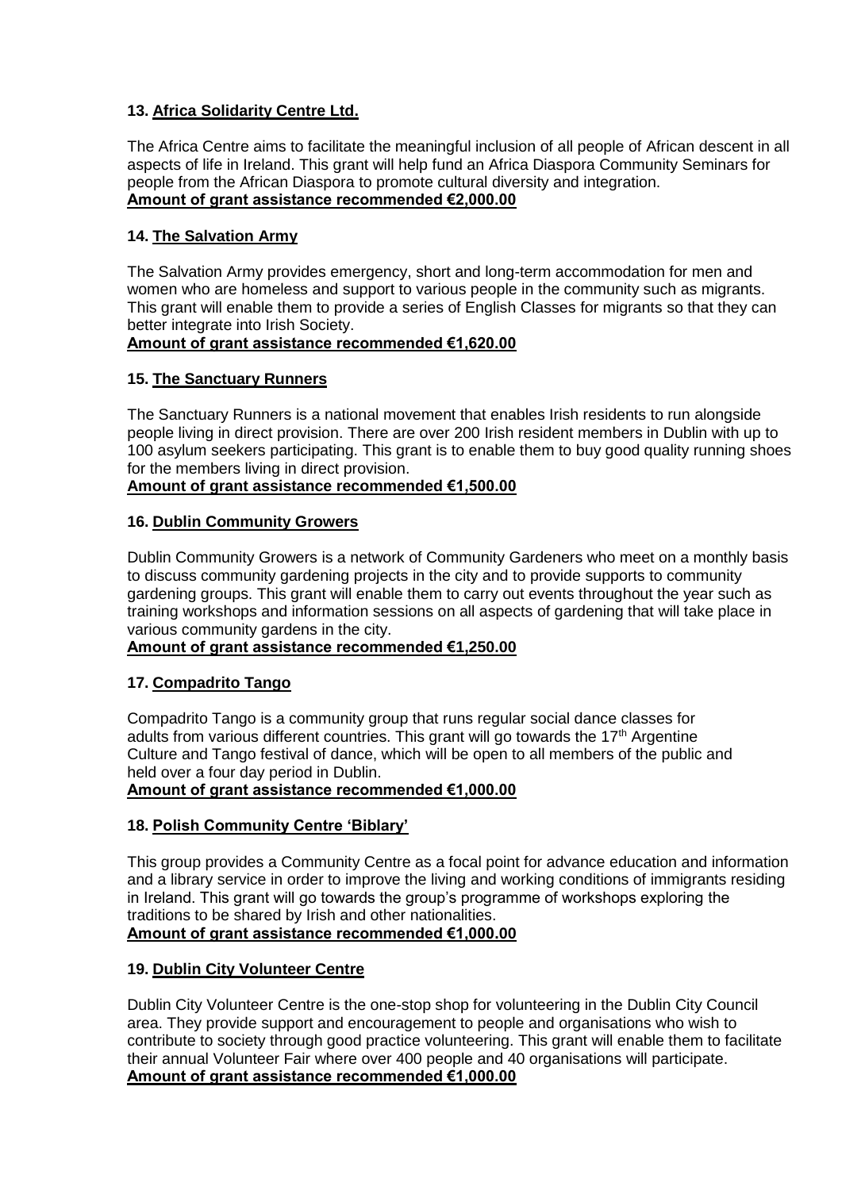**13. Africa Solidarity Centre Ltd.**

The Africa Centre aims to facilitate the meaningful inclusion of all people of African descent in all aspects of life in Ireland. This grant will help fund an Africa Diaspora Community Seminars for people from the African Diaspora to promote cultural diversity and integration.
**Amount of grant assistance recommended €2,000.00**

**14. The Salvation Army**

The Salvation Army provides emergency, short and long-term accommodation for men and women who are homeless and support to various people in the community such as migrants. This grant will enable them to provide a series of English Classes for migrants so that they can better integrate into Irish Society.
**Amount of grant assistance recommended €1,620.00**

**15. The Sanctuary Runners**

The Sanctuary Runners is a national movement that enables Irish residents to run alongside people living in direct provision. There are over 200 Irish resident members in Dublin with up to 100 asylum seekers participating. This grant is to enable them to buy good quality running shoes for the members living in direct provision.
**Amount of grant assistance recommended €1,500.00**

**16. Dublin Community Growers**

Dublin Community Growers is a network of Community Gardeners who meet on a monthly basis to discuss community gardening projects in the city and to provide supports to community gardening groups. This grant will enable them to carry out events throughout the year such as training workshops and information sessions on all aspects of gardening that will take place in various community gardens in the city.
**Amount of grant assistance recommended €1,250.00**

**17. Compadrito Tango**

Compadrito Tango is a community group that runs regular social dance classes for adults from various different countries. This grant will go towards the 17th Argentine Culture and Tango festival of dance, which will be open to all members of the public and held over a four day period in Dublin.
**Amount of grant assistance recommended €1,000.00**

**18. Polish Community Centre 'Biblary'**

This group provides a Community Centre as a focal point for advance education and information and a library service in order to improve the living and working conditions of immigrants residing in Ireland. This grant will go towards the group's programme of workshops exploring the traditions to be shared by Irish and other nationalities.
**Amount of grant assistance recommended €1,000.00**

**19. Dublin City Volunteer Centre**

Dublin City Volunteer Centre is the one-stop shop for volunteering in the Dublin City Council area. They provide support and encouragement to people and organisations who wish to contribute to society through good practice volunteering. This grant will enable them to facilitate their annual Volunteer Fair where over 400 people and 40 organisations will participate.
**Amount of grant assistance recommended €1,000.00**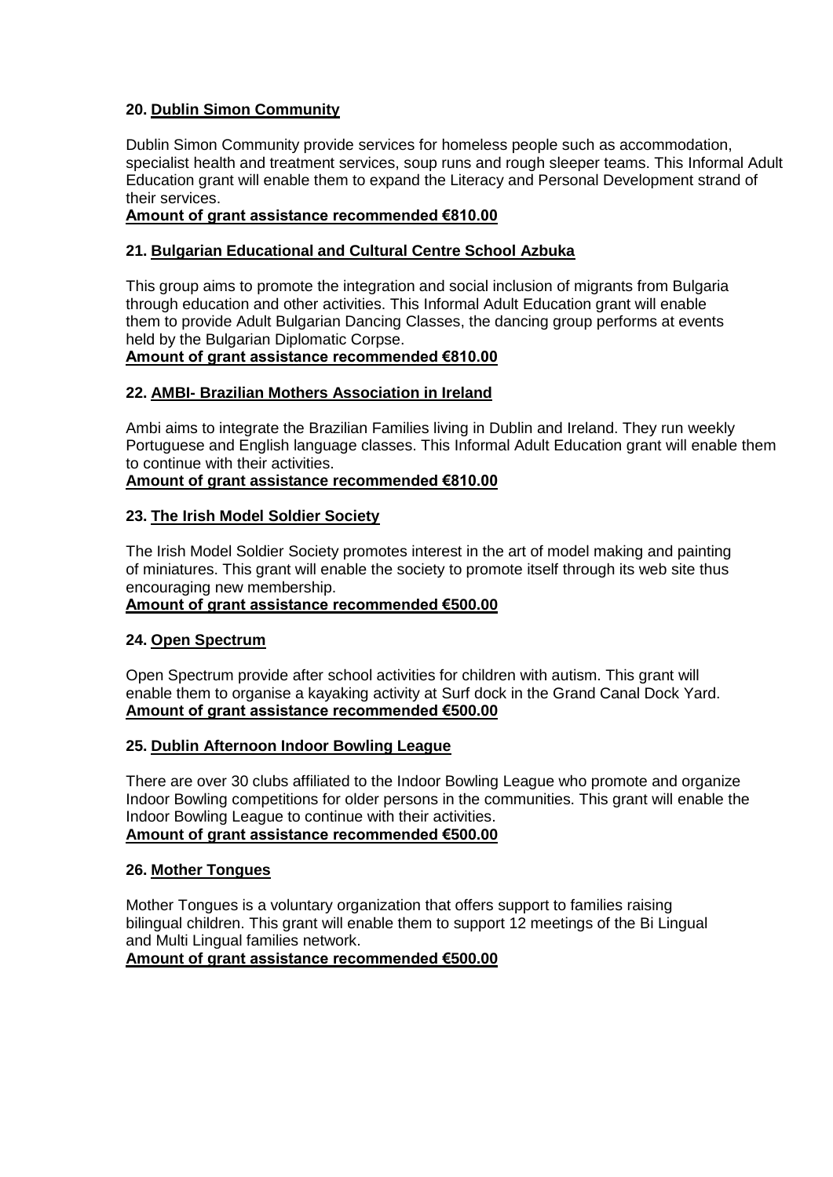### 20. Dublin Simon Community

Dublin Simon Community provide services for homeless people such as accommodation, specialist health and treatment services, soup runs and rough sleeper teams. This Informal Adult Education grant will enable them to expand the Literacy and Personal Development strand of their services.

**Amount of grant assistance recommended €810.00**

### 21. Bulgarian Educational and Cultural Centre School Azbuka

This group aims to promote the integration and social inclusion of migrants from Bulgaria through education and other activities. This Informal Adult Education grant will enable them to provide Adult Bulgarian Dancing Classes, the dancing group performs at events held by the Bulgarian Diplomatic Corpse.

**Amount of grant assistance recommended €810.00**

### 22. AMBI- Brazilian Mothers Association in Ireland

Ambi aims to integrate the Brazilian Families living in Dublin and Ireland. They run weekly Portuguese and English language classes. This Informal Adult Education grant will enable them to continue with their activities.

**Amount of grant assistance recommended €810.00**

### 23. The Irish Model Soldier Society

The Irish Model Soldier Society promotes interest in the art of model making and painting of miniatures. This grant will enable the society to promote itself through its web site thus encouraging new membership.

**Amount of grant assistance recommended €500.00**

### 24. Open Spectrum

Open Spectrum provide after school activities for children with autism. This grant will enable them to organise a kayaking activity at Surf dock in the Grand Canal Dock Yard.

**Amount of grant assistance recommended €500.00**

### 25. Dublin Afternoon Indoor Bowling League

There are over 30 clubs affiliated to the Indoor Bowling League who promote and organize Indoor Bowling competitions for older persons in the communities. This grant will enable the Indoor Bowling League to continue with their activities.

**Amount of grant assistance recommended €500.00**

### 26. Mother Tongues

Mother Tongues is a voluntary organization that offers support to families raising bilingual children. This grant will enable them to support 12 meetings of the Bi Lingual and Multi Lingual families network.

**Amount of grant assistance recommended €500.00**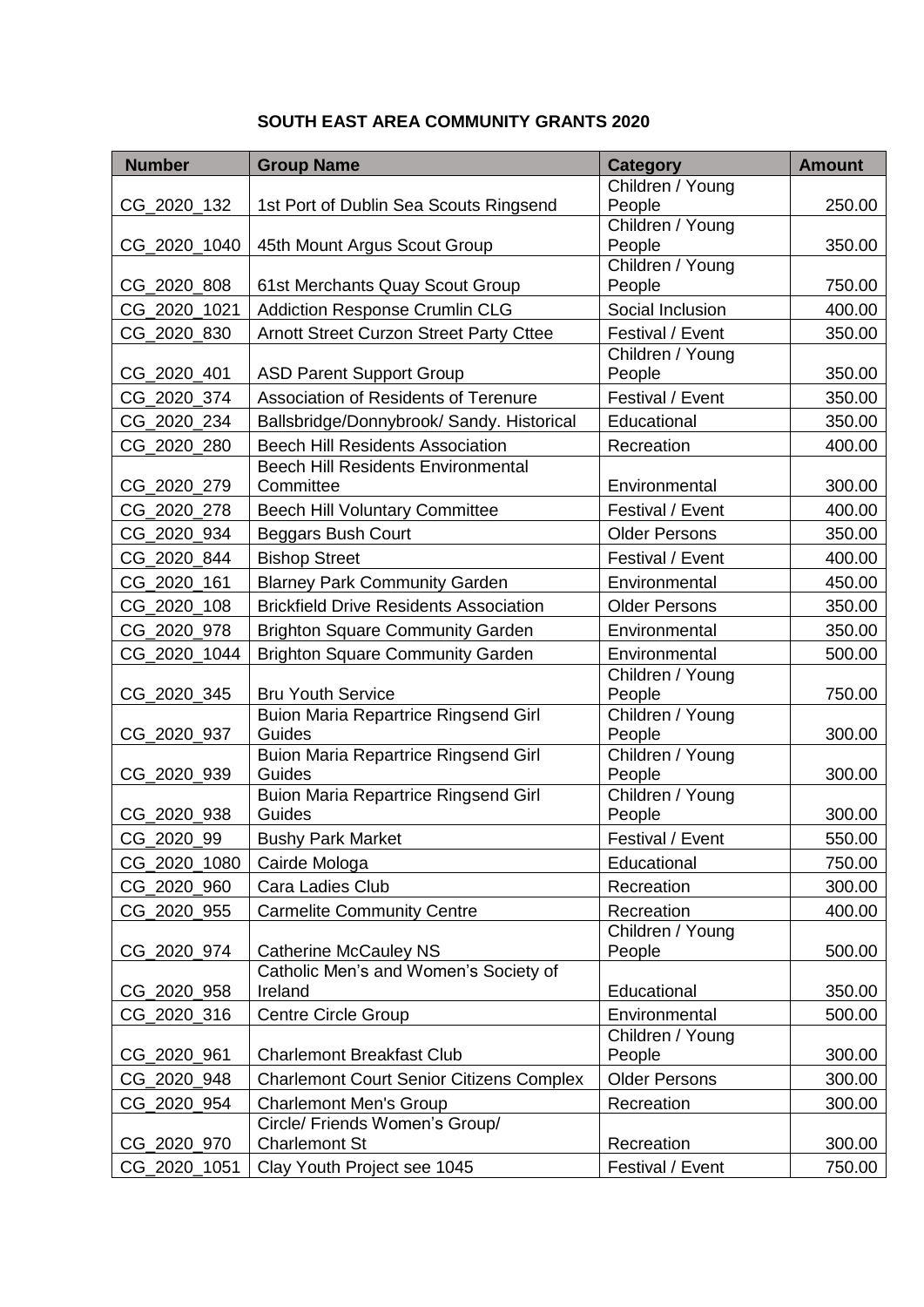**SOUTH EAST AREA COMMUNITY GRANTS 2020**

| Number | Group Name | Category | Amount |
|---|---|---|---|
| CG_2020_132 | 1st Port of Dublin Sea Scouts Ringsend | Children / Young People | 250.00 |
| CG_2020_1040 | 45th Mount Argus Scout Group | Children / Young People | 350.00 |
| CG_2020_808 | 61st Merchants Quay Scout Group | Children / Young People | 750.00 |
| CG_2020_1021 | Addiction Response Crumlin CLG | Social Inclusion | 400.00 |
| CG_2020_830 | Arnott Street Curzon Street Party Cttee | Festival / Event | 350.00 |
| CG_2020_401 | ASD Parent Support Group | Children / Young People | 350.00 |
| CG_2020_374 | Association of Residents of Terenure | Festival / Event | 350.00 |
| CG_2020_234 | Ballsbridge/Donnybrook/ Sandy. Historical | Educational | 350.00 |
| CG_2020_280 | Beech Hill Residents Association | Recreation | 400.00 |
| CG_2020_279 | Beech Hill Residents Environmental Committee | Environmental | 300.00 |
| CG_2020_278 | Beech Hill Voluntary Committee | Festival / Event | 400.00 |
| CG_2020_934 | Beggars Bush Court | Older Persons | 350.00 |
| CG_2020_844 | Bishop Street | Festival / Event | 400.00 |
| CG_2020_161 | Blarney Park Community Garden | Environmental | 450.00 |
| CG_2020_108 | Brickfield Drive Residents Association | Older Persons | 350.00 |
| CG_2020_978 | Brighton Square Community Garden | Environmental | 350.00 |
| CG_2020_1044 | Brighton Square Community Garden | Environmental | 500.00 |
| CG_2020_345 | Bru Youth Service | Children / Young People | 750.00 |
| CG_2020_937 | Buion Maria Repartrice Ringsend Girl Guides | Children / Young People | 300.00 |
| CG_2020_939 | Buion Maria Repartrice Ringsend Girl Guides | Children / Young People | 300.00 |
| CG_2020_938 | Buion Maria Repartrice Ringsend Girl Guides | Children / Young People | 300.00 |
| CG_2020_99 | Bushy Park Market | Festival / Event | 550.00 |
| CG_2020_1080 | Cairde Mologa | Educational | 750.00 |
| CG_2020_960 | Cara Ladies Club | Recreation | 300.00 |
| CG_2020_955 | Carmelite Community Centre | Recreation | 400.00 |
| CG_2020_974 | Catherine McCauley NS | Children / Young People | 500.00 |
| CG_2020_958 | Catholic Men's and Women's Society of Ireland | Educational | 350.00 |
| CG_2020_316 | Centre Circle Group | Environmental | 500.00 |
| CG_2020_961 | Charlemont Breakfast Club | Children / Young People | 300.00 |
| CG_2020_948 | Charlemont Court Senior Citizens Complex | Older Persons | 300.00 |
| CG_2020_954 | Charlemont Men's Group | Recreation | 300.00 |
| CG_2020_970 | Circle/ Friends Women's Group/ Charlemont St | Recreation | 300.00 |
| CG_2020_1051 | Clay Youth Project see 1045 | Festival / Event | 750.00 |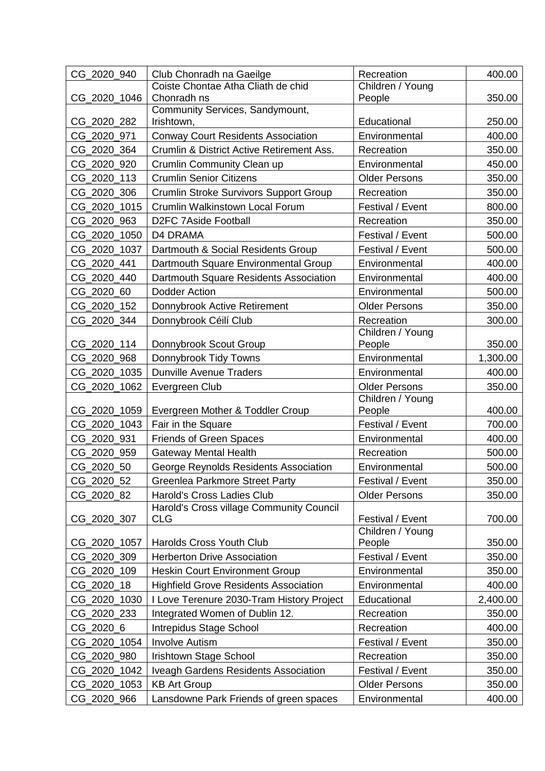| CG_2020_940 | Club Chonradh na Gaeilge | Recreation | 400.00 |
|---|---|---|---|
| CG_2020_1046 | Coiste Chontae Atha Cliath de chid Chonradh ns | Children / Young People | 350.00 |
| CG_2020_282 | Community Services, Sandymount, Irishtown, | Educational | 250.00 |
| CG_2020_971 | Conway Court Residents Association | Environmental | 400.00 |
| CG_2020_364 | Crumlin & District Active Retirement Ass. | Recreation | 350.00 |
| CG_2020_920 | Crumlin Community Clean up | Environmental | 450.00 |
| CG_2020_113 | Crumlin Senior Citizens | Older Persons | 350.00 |
| CG_2020_306 | Crumlin Stroke Survivors Support Group | Recreation | 350.00 |
| CG_2020_1015 | Crumlin Walkinstown Local Forum | Festival / Event | 800.00 |
| CG_2020_963 | D2FC 7Aside Football | Recreation | 350.00 |
| CG_2020_1050 | D4 DRAMA | Festival / Event | 500.00 |
| CG_2020_1037 | Dartmouth & Social Residents Group | Festival / Event | 500.00 |
| CG_2020_441 | Dartmouth Square Environmental Group | Environmental | 400.00 |
| CG_2020_440 | Dartmouth Square Residents Association | Environmental | 400.00 |
| CG_2020_60 | Dodder Action | Environmental | 500.00 |
| CG_2020_152 | Donnybrook Active Retirement | Older Persons | 350.00 |
| CG_2020_344 | Donnybrook Céilí Club | Recreation | 300.00 |
| CG_2020_114 | Donnybrook Scout Group | Children / Young People | 350.00 |
| CG_2020_968 | Donnybrook Tidy Towns | Environmental | 1,300.00 |
| CG_2020_1035 | Dunville Avenue Traders | Environmental | 400.00 |
| CG_2020_1062 | Evergreen Club | Older Persons | 350.00 |
| CG_2020_1059 | Evergreen Mother & Toddler Croup | Children / Young People | 400.00 |
| CG_2020_1043 | Fair in the Square | Festival / Event | 700.00 |
| CG_2020_931 | Friends of Green Spaces | Environmental | 400.00 |
| CG_2020_959 | Gateway Mental Health | Recreation | 500.00 |
| CG_2020_50 | George Reynolds Residents Association | Environmental | 500.00 |
| CG_2020_52 | Greenlea Parkmore Street Party | Festival / Event | 350.00 |
| CG_2020_82 | Harold's Cross Ladies Club | Older Persons | 350.00 |
| CG_2020_307 | Harold's Cross village Community Council CLG | Festival / Event | 700.00 |
| CG_2020_1057 | Harolds Cross Youth Club | Children / Young People | 350.00 |
| CG_2020_309 | Herberton Drive Association | Festival / Event | 350.00 |
| CG_2020_109 | Heskin Court Environment Group | Environmental | 350.00 |
| CG_2020_18 | Highfield Grove Residents Association | Environmental | 400.00 |
| CG_2020_1030 | I Love Terenure 2030-Tram History Project | Educational | 2,400.00 |
| CG_2020_233 | Integrated Women of Dublin 12. | Recreation | 350.00 |
| CG_2020_6 | Intrepidus Stage School | Recreation | 400.00 |
| CG_2020_1054 | Involve Autism | Festival / Event | 350.00 |
| CG_2020_980 | Irishtown Stage School | Recreation | 350.00 |
| CG_2020_1042 | Iveagh Gardens Residents Association | Festival / Event | 350.00 |
| CG_2020_1053 | KB Art Group | Older Persons | 350.00 |
| CG_2020_966 | Lansdowne Park Friends of green spaces | Environmental | 400.00 |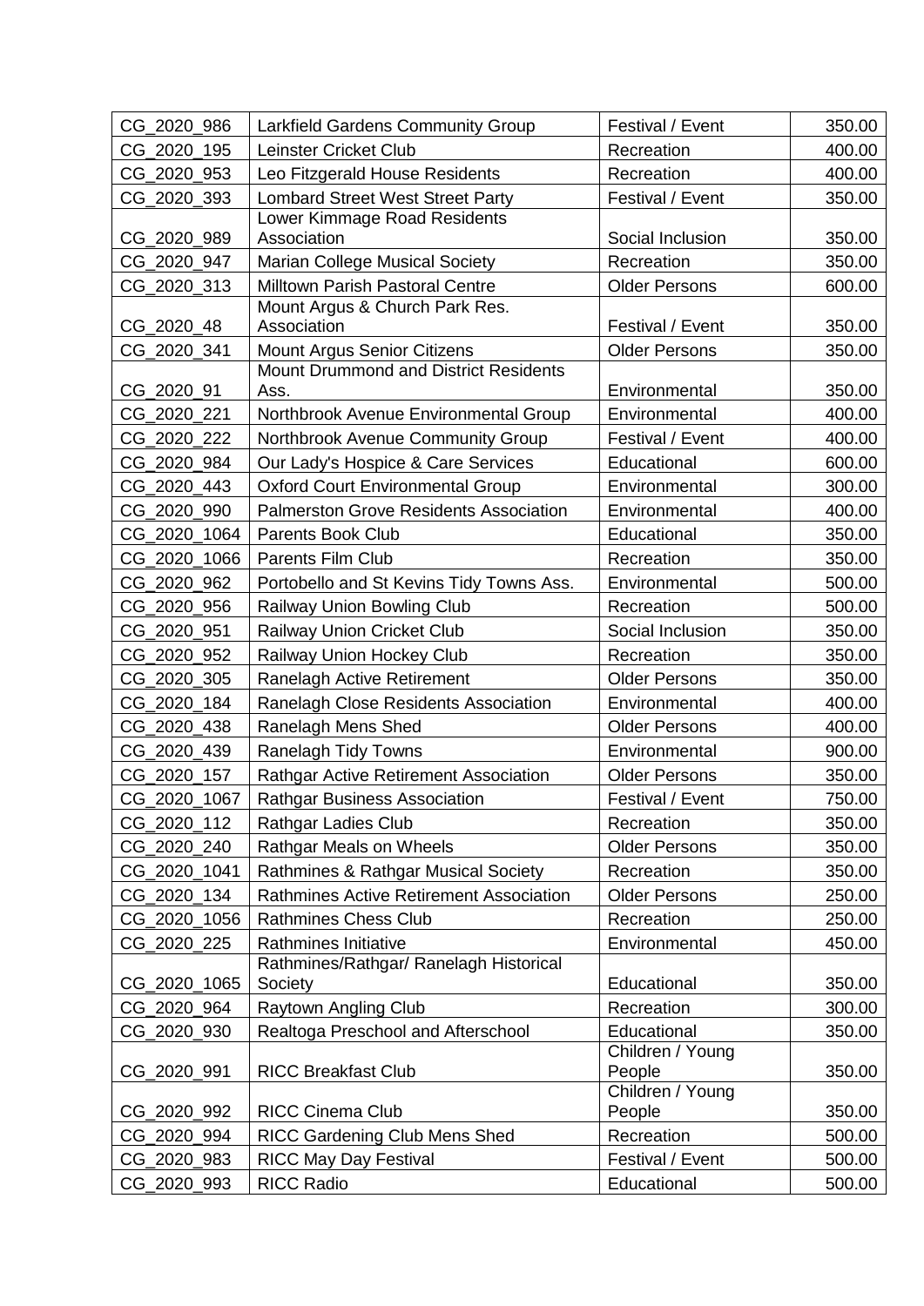| CG_2020_986 | Larkfield Gardens Community Group | Festival / Event | 350.00 |
|---|---|---|---|
| CG_2020_195 | Leinster Cricket Club | Recreation | 400.00 |
| CG_2020_953 | Leo Fitzgerald House Residents | Recreation | 400.00 |
| CG_2020_393 | Lombard Street West Street Party | Festival / Event | 350.00 |
| CG_2020_989 | Lower Kimmage Road Residents Association | Social Inclusion | 350.00 |
| CG_2020_947 | Marian College Musical Society | Recreation | 350.00 |
| CG_2020_313 | Milltown Parish Pastoral Centre | Older Persons | 600.00 |
| CG_2020_48 | Mount Argus & Church Park Res. Association | Festival / Event | 350.00 |
| CG_2020_341 | Mount Argus Senior Citizens | Older Persons | 350.00 |
| CG_2020_91 | Mount Drummond and District Residents Ass. | Environmental | 350.00 |
| CG_2020_221 | Northbrook Avenue Environmental Group | Environmental | 400.00 |
| CG_2020_222 | Northbrook Avenue Community Group | Festival / Event | 400.00 |
| CG_2020_984 | Our Lady's Hospice & Care Services | Educational | 600.00 |
| CG_2020_443 | Oxford Court Environmental Group | Environmental | 300.00 |
| CG_2020_990 | Palmerston Grove Residents Association | Environmental | 400.00 |
| CG_2020_1064 | Parents Book Club | Educational | 350.00 |
| CG_2020_1066 | Parents Film Club | Recreation | 350.00 |
| CG_2020_962 | Portobello and St Kevins Tidy Towns Ass. | Environmental | 500.00 |
| CG_2020_956 | Railway Union Bowling Club | Recreation | 500.00 |
| CG_2020_951 | Railway Union Cricket Club | Social Inclusion | 350.00 |
| CG_2020_952 | Railway Union Hockey Club | Recreation | 350.00 |
| CG_2020_305 | Ranelagh Active Retirement | Older Persons | 350.00 |
| CG_2020_184 | Ranelagh Close Residents Association | Environmental | 400.00 |
| CG_2020_438 | Ranelagh Mens Shed | Older Persons | 400.00 |
| CG_2020_439 | Ranelagh Tidy Towns | Environmental | 900.00 |
| CG_2020_157 | Rathgar Active Retirement Association | Older Persons | 350.00 |
| CG_2020_1067 | Rathgar Business Association | Festival / Event | 750.00 |
| CG_2020_112 | Rathgar Ladies Club | Recreation | 350.00 |
| CG_2020_240 | Rathgar Meals on Wheels | Older Persons | 350.00 |
| CG_2020_1041 | Rathmines & Rathgar Musical Society | Recreation | 350.00 |
| CG_2020_134 | Rathmines Active Retirement Association | Older Persons | 250.00 |
| CG_2020_1056 | Rathmines Chess Club | Recreation | 250.00 |
| CG_2020_225 | Rathmines Initiative | Environmental | 450.00 |
| CG_2020_1065 | Rathmines/Rathgar/ Ranelagh Historical Society | Educational | 350.00 |
| CG_2020_964 | Raytown Angling Club | Recreation | 300.00 |
| CG_2020_930 | Realtoga Preschool and Afterschool | Educational | 350.00 |
| CG_2020_991 | RICC Breakfast Club | Children / Young People | 350.00 |
| CG_2020_992 | RICC Cinema Club | Children / Young People | 350.00 |
| CG_2020_994 | RICC Gardening Club Mens Shed | Recreation | 500.00 |
| CG_2020_983 | RICC May Day Festival | Festival / Event | 500.00 |
| CG_2020_993 | RICC Radio | Educational | 500.00 |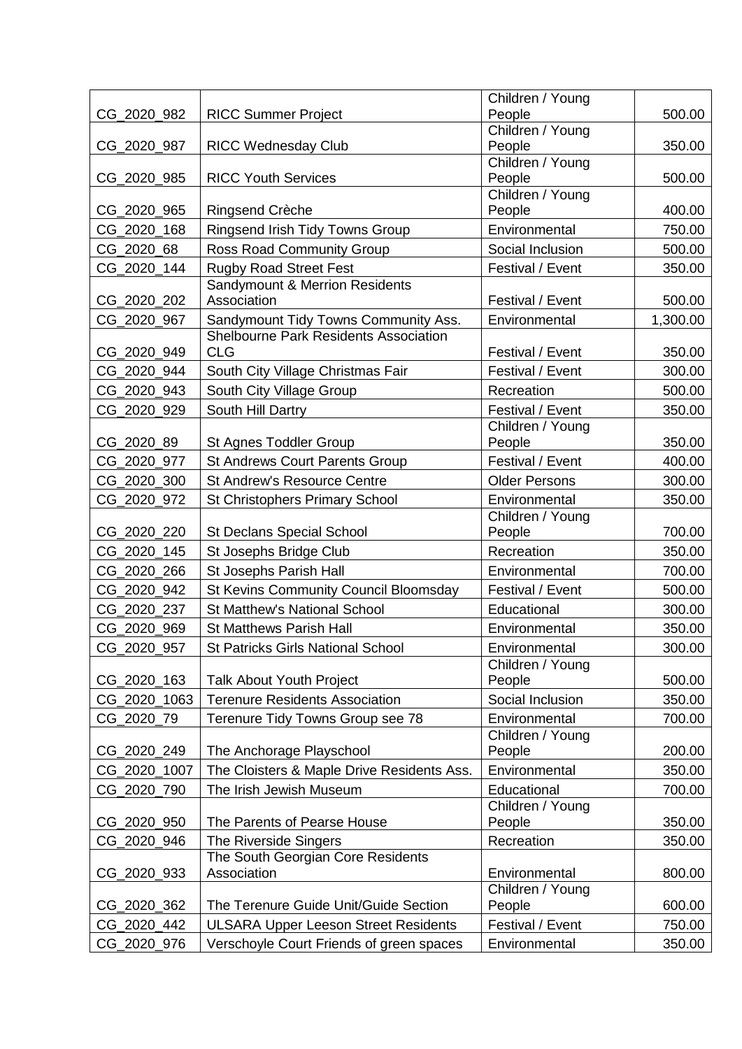| | | | |
|---|---|---|---|
| CG_2020_982 | RICC Summer Project | Children / Young People | 500.00 |
| CG_2020_987 | RICC Wednesday Club | Children / Young People | 350.00 |
| CG_2020_985 | RICC Youth Services | Children / Young People | 500.00 |
| CG_2020_965 | Ringsend Crèche | Children / Young People | 400.00 |
| CG_2020_168 | Ringsend Irish Tidy Towns Group | Environmental | 750.00 |
| CG_2020_68 | Ross Road Community Group | Social Inclusion | 500.00 |
| CG_2020_144 | Rugby Road Street Fest | Festival / Event | 350.00 |
| CG_2020_202 | Sandymount & Merrion Residents Association | Festival / Event | 500.00 |
| CG_2020_967 | Sandymount Tidy Towns Community Ass. | Environmental | 1,300.00 |
| CG_2020_949 | Shelbourne Park Residents Association CLG | Festival / Event | 350.00 |
| CG_2020_944 | South City Village Christmas Fair | Festival / Event | 300.00 |
| CG_2020_943 | South City Village Group | Recreation | 500.00 |
| CG_2020_929 | South Hill Dartry | Festival / Event | 350.00 |
| CG_2020_89 | St Agnes Toddler Group | Children / Young People | 350.00 |
| CG_2020_977 | St Andrews Court Parents Group | Festival / Event | 400.00 |
| CG_2020_300 | St Andrew's Resource Centre | Older Persons | 300.00 |
| CG_2020_972 | St Christophers Primary School | Environmental | 350.00 |
| CG_2020_220 | St Declans Special School | Children / Young People | 700.00 |
| CG_2020_145 | St Josephs Bridge Club | Recreation | 350.00 |
| CG_2020_266 | St Josephs Parish Hall | Environmental | 700.00 |
| CG_2020_942 | St Kevins Community Council Bloomsday | Festival / Event | 500.00 |
| CG_2020_237 | St Matthew's National School | Educational | 300.00 |
| CG_2020_969 | St Matthews Parish Hall | Environmental | 350.00 |
| CG_2020_957 | St Patricks Girls National School | Environmental | 300.00 |
| CG_2020_163 | Talk About Youth Project | Children / Young People | 500.00 |
| CG_2020_1063 | Terenure Residents Association | Social Inclusion | 350.00 |
| CG_2020_79 | Terenure Tidy Towns Group see 78 | Environmental | 700.00 |
| CG_2020_249 | The Anchorage Playschool | Children / Young People | 200.00 |
| CG_2020_1007 | The Cloisters & Maple Drive Residents Ass. | Environmental | 350.00 |
| CG_2020_790 | The Irish Jewish Museum | Educational | 700.00 |
| CG_2020_950 | The Parents of Pearse House | Children / Young People | 350.00 |
| CG_2020_946 | The Riverside Singers | Recreation | 350.00 |
| CG_2020_933 | The South Georgian Core Residents Association | Environmental | 800.00 |
| CG_2020_362 | The Terenure Guide Unit/Guide Section | Children / Young People | 600.00 |
| CG_2020_442 | ULSARA Upper Leeson Street Residents | Festival / Event | 750.00 |
| CG_2020_976 | Verschoyle Court Friends of green spaces | Environmental | 350.00 |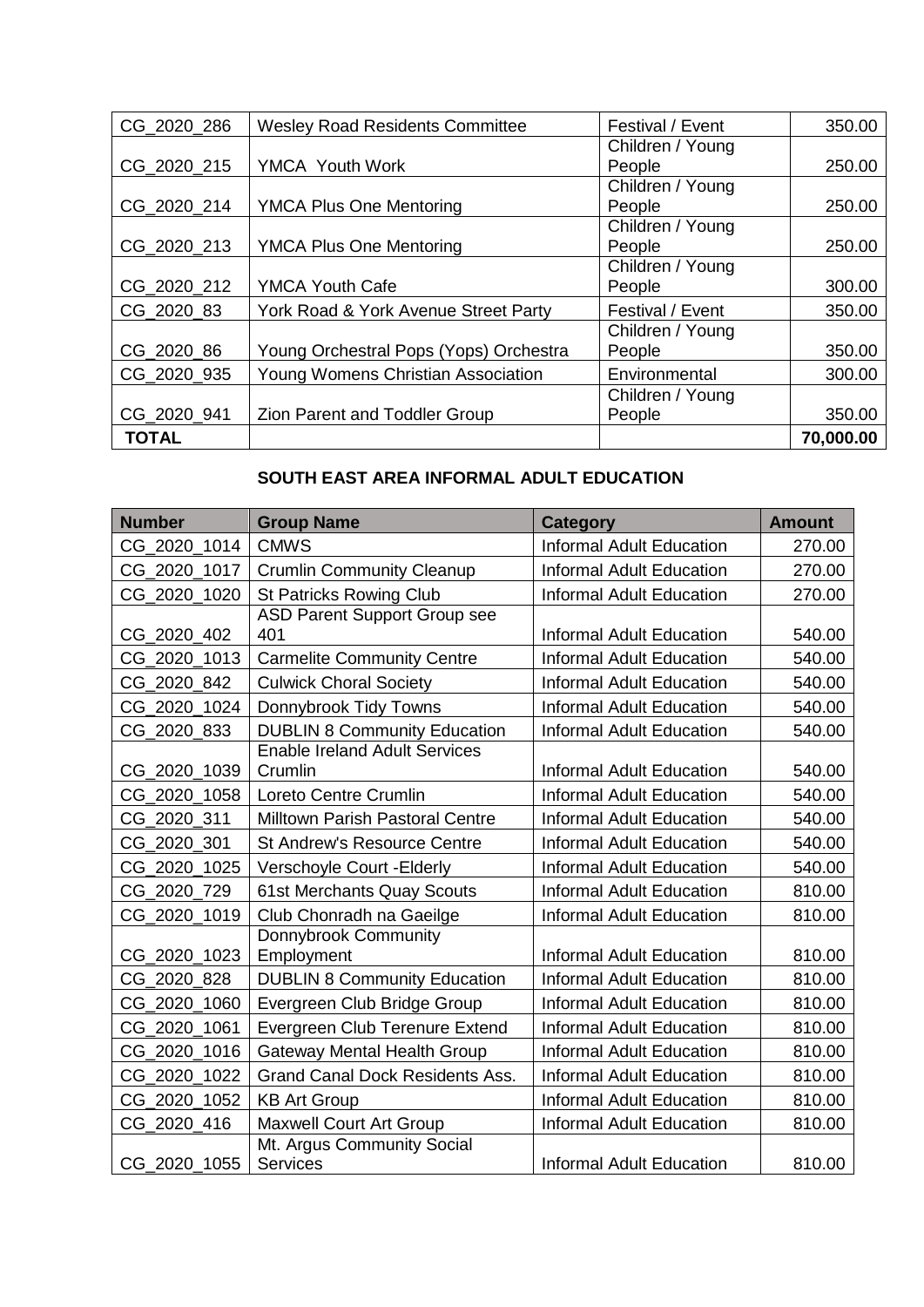| | | | |
|---|---|---|---|
| CG_2020_286 | Wesley Road Residents Committee | Festival / Event | 350.00 |
| CG_2020_215 | YMCA Youth Work | Children / Young People | 250.00 |
| CG_2020_214 | YMCA Plus One Mentoring | Children / Young People | 250.00 |
| CG_2020_213 | YMCA Plus One Mentoring | Children / Young People | 250.00 |
| CG_2020_212 | YMCA Youth Cafe | Children / Young People | 300.00 |
| CG_2020_83 | York Road & York Avenue Street Party | Festival / Event | 350.00 |
| CG_2020_86 | Young Orchestral Pops (Yops) Orchestra | Children / Young People | 350.00 |
| CG_2020_935 | Young Womens Christian Association | Environmental | 300.00 |
| CG_2020_941 | Zion Parent and Toddler Group | Children / Young People | 350.00 |
| **TOTAL** | | | **70,000.00** |

**SOUTH EAST AREA INFORMAL ADULT EDUCATION**

| Number | Group Name | Category | Amount |
|---|---|---|---|
| CG_2020_1014 | CMWS | Informal Adult Education | 270.00 |
| CG_2020_1017 | Crumlin Community Cleanup | Informal Adult Education | 270.00 |
| CG_2020_1020 | St Patricks Rowing Club | Informal Adult Education | 270.00 |
| CG_2020_402 | ASD Parent Support Group see 401 | Informal Adult Education | 540.00 |
| CG_2020_1013 | Carmelite Community Centre | Informal Adult Education | 540.00 |
| CG_2020_842 | Culwick Choral Society | Informal Adult Education | 540.00 |
| CG_2020_1024 | Donnybrook Tidy Towns | Informal Adult Education | 540.00 |
| CG_2020_833 | DUBLIN 8 Community Education | Informal Adult Education | 540.00 |
| CG_2020_1039 | Enable Ireland Adult Services Crumlin | Informal Adult Education | 540.00 |
| CG_2020_1058 | Loreto Centre Crumlin | Informal Adult Education | 540.00 |
| CG_2020_311 | Milltown Parish Pastoral Centre | Informal Adult Education | 540.00 |
| CG_2020_301 | St Andrew's Resource Centre | Informal Adult Education | 540.00 |
| CG_2020_1025 | Verschoyle Court -Elderly | Informal Adult Education | 540.00 |
| CG_2020_729 | 61st Merchants Quay Scouts | Informal Adult Education | 810.00 |
| CG_2020_1019 | Club Chonradh na Gaeilge | Informal Adult Education | 810.00 |
| CG_2020_1023 | Donnybrook Community Employment | Informal Adult Education | 810.00 |
| CG_2020_828 | DUBLIN 8 Community Education | Informal Adult Education | 810.00 |
| CG_2020_1060 | Evergreen Club Bridge Group | Informal Adult Education | 810.00 |
| CG_2020_1061 | Evergreen Club Terenure Extend | Informal Adult Education | 810.00 |
| CG_2020_1016 | Gateway Mental Health Group | Informal Adult Education | 810.00 |
| CG_2020_1022 | Grand Canal Dock Residents Ass. | Informal Adult Education | 810.00 |
| CG_2020_1052 | KB Art Group | Informal Adult Education | 810.00 |
| CG_2020_416 | Maxwell Court Art Group | Informal Adult Education | 810.00 |
| CG_2020_1055 | Mt. Argus Community Social Services | Informal Adult Education | 810.00 |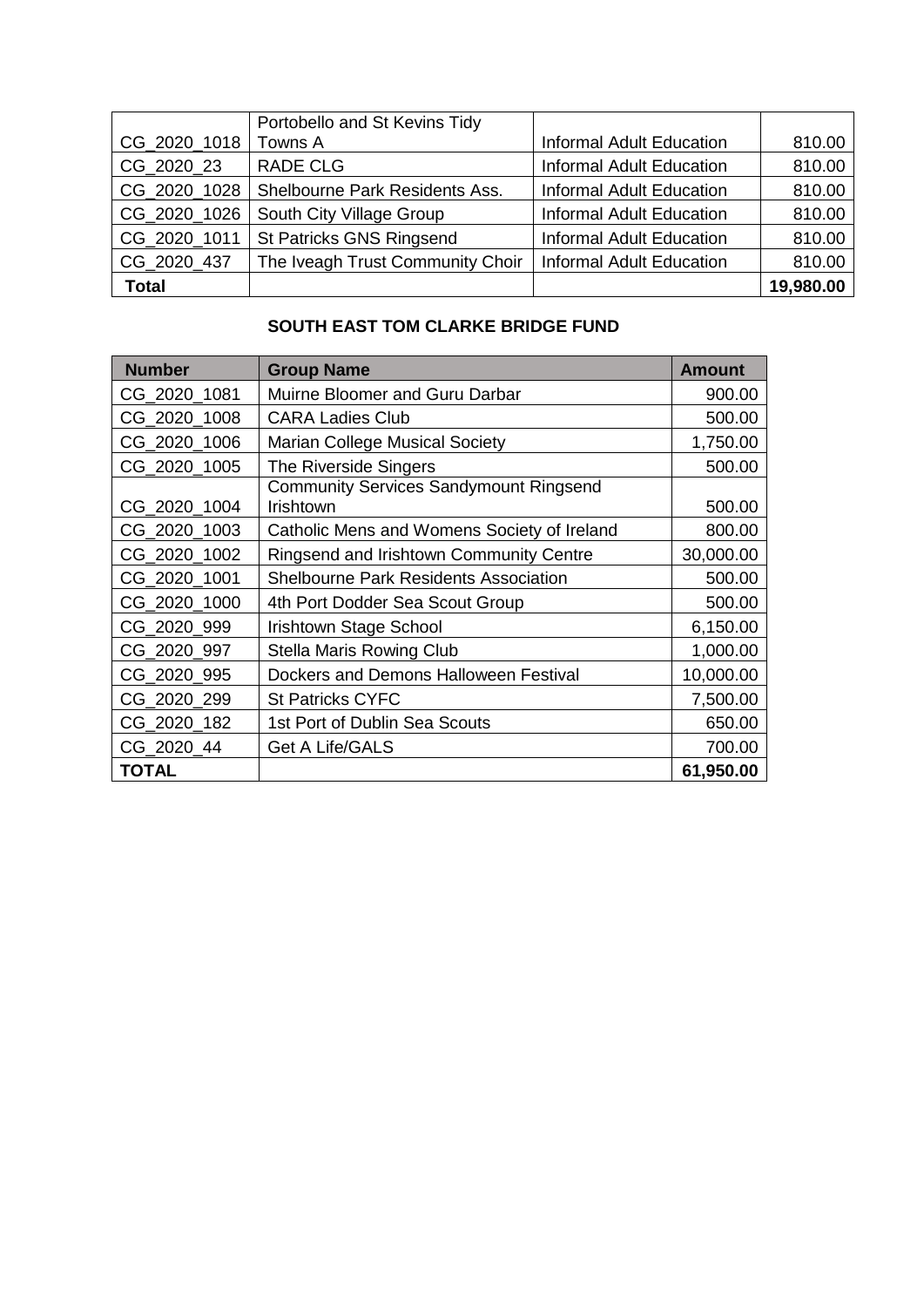| | | | |
|---|---|---|---|
| CG_2020_1018 | Portobello and St Kevins Tidy Towns A | Informal Adult Education | 810.00 |
| CG_2020_23 | RADE CLG | Informal Adult Education | 810.00 |
| CG_2020_1028 | Shelbourne Park Residents Ass. | Informal Adult Education | 810.00 |
| CG_2020_1026 | South City Village Group | Informal Adult Education | 810.00 |
| CG_2020_1011 | St Patricks GNS Ringsend | Informal Adult Education | 810.00 |
| CG_2020_437 | The Iveagh Trust Community Choir | Informal Adult Education | 810.00 |
| **Total** | | | **19,980.00** |

**SOUTH EAST TOM CLARKE BRIDGE FUND**

| Number | Group Name | Amount |
|---|---|---|
| CG_2020_1081 | Muirne Bloomer and Guru Darbar | 900.00 |
| CG_2020_1008 | CARA Ladies Club | 500.00 |
| CG_2020_1006 | Marian College Musical Society | 1,750.00 |
| CG_2020_1005 | The Riverside Singers | 500.00 |
| CG_2020_1004 | Community Services Sandymount Ringsend Irishtown | 500.00 |
| CG_2020_1003 | Catholic Mens and Womens Society of Ireland | 800.00 |
| CG_2020_1002 | Ringsend and Irishtown Community Centre | 30,000.00 |
| CG_2020_1001 | Shelbourne Park Residents Association | 500.00 |
| CG_2020_1000 | 4th Port Dodder Sea Scout Group | 500.00 |
| CG_2020_999 | Irishtown Stage School | 6,150.00 |
| CG_2020_997 | Stella Maris Rowing Club | 1,000.00 |
| CG_2020_995 | Dockers and Demons Halloween Festival | 10,000.00 |
| CG_2020_299 | St Patricks CYFC | 7,500.00 |
| CG_2020_182 | 1st Port of Dublin Sea Scouts | 650.00 |
| CG_2020_44 | Get A Life/GALS | 700.00 |
| **TOTAL** | | **61,950.00** |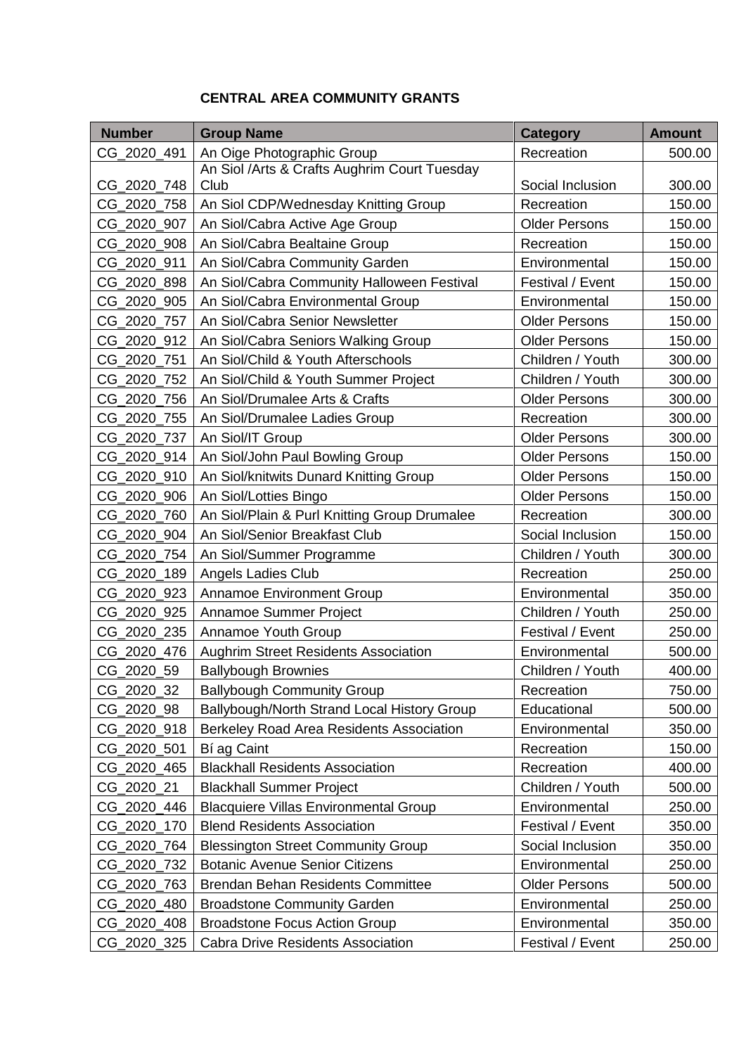**CENTRAL AREA COMMUNITY GRANTS**

| Number | Group Name | Category | Amount |
|---|---|---|---|
| CG_2020_491 | An Oige Photographic Group | Recreation | 500.00 |
| CG_2020_748 | An Siol /Arts & Crafts Aughrim Court Tuesday Club | Social Inclusion | 300.00 |
| CG_2020_758 | An Siol CDP/Wednesday Knitting Group | Recreation | 150.00 |
| CG_2020_907 | An Siol/Cabra Active Age Group | Older Persons | 150.00 |
| CG_2020_908 | An Siol/Cabra Bealtaine Group | Recreation | 150.00 |
| CG_2020_911 | An Siol/Cabra Community Garden | Environmental | 150.00 |
| CG_2020_898 | An Siol/Cabra Community Halloween Festival | Festival / Event | 150.00 |
| CG_2020_905 | An Siol/Cabra Environmental Group | Environmental | 150.00 |
| CG_2020_757 | An Siol/Cabra Senior Newsletter | Older Persons | 150.00 |
| CG_2020_912 | An Siol/Cabra Seniors Walking Group | Older Persons | 150.00 |
| CG_2020_751 | An Siol/Child & Youth Afterschools | Children / Youth | 300.00 |
| CG_2020_752 | An Siol/Child & Youth Summer Project | Children / Youth | 300.00 |
| CG_2020_756 | An Siol/Drumalee Arts & Crafts | Older Persons | 300.00 |
| CG_2020_755 | An Siol/Drumalee Ladies Group | Recreation | 300.00 |
| CG_2020_737 | An Siol/IT Group | Older Persons | 300.00 |
| CG_2020_914 | An Siol/John Paul Bowling Group | Older Persons | 150.00 |
| CG_2020_910 | An Siol/knitwits Dunard Knitting Group | Older Persons | 150.00 |
| CG_2020_906 | An Siol/Lotties Bingo | Older Persons | 150.00 |
| CG_2020_760 | An Siol/Plain & Purl Knitting Group Drumalee | Recreation | 300.00 |
| CG_2020_904 | An Siol/Senior Breakfast Club | Social Inclusion | 150.00 |
| CG_2020_754 | An Siol/Summer Programme | Children / Youth | 300.00 |
| CG_2020_189 | Angels Ladies Club | Recreation | 250.00 |
| CG_2020_923 | Annamoe Environment Group | Environmental | 350.00 |
| CG_2020_925 | Annamoe Summer Project | Children / Youth | 250.00 |
| CG_2020_235 | Annamoe Youth Group | Festival / Event | 250.00 |
| CG_2020_476 | Aughrim Street Residents Association | Environmental | 500.00 |
| CG_2020_59 | Ballybough Brownies | Children / Youth | 400.00 |
| CG_2020_32 | Ballybough Community Group | Recreation | 750.00 |
| CG_2020_98 | Ballybough/North Strand Local History Group | Educational | 500.00 |
| CG_2020_918 | Berkeley Road Area Residents Association | Environmental | 350.00 |
| CG_2020_501 | Bí ag Caint | Recreation | 150.00 |
| CG_2020_465 | Blackhall Residents Association | Recreation | 400.00 |
| CG_2020_21 | Blackhall Summer Project | Children / Youth | 500.00 |
| CG_2020_446 | Blacquiere Villas Environmental Group | Environmental | 250.00 |
| CG_2020_170 | Blend Residents Association | Festival / Event | 350.00 |
| CG_2020_764 | Blessington Street Community Group | Social Inclusion | 350.00 |
| CG_2020_732 | Botanic Avenue Senior Citizens | Environmental | 250.00 |
| CG_2020_763 | Brendan Behan Residents Committee | Older Persons | 500.00 |
| CG_2020_480 | Broadstone Community Garden | Environmental | 250.00 |
| CG_2020_408 | Broadstone Focus Action Group | Environmental | 350.00 |
| CG_2020_325 | Cabra Drive Residents Association | Festival / Event | 250.00 |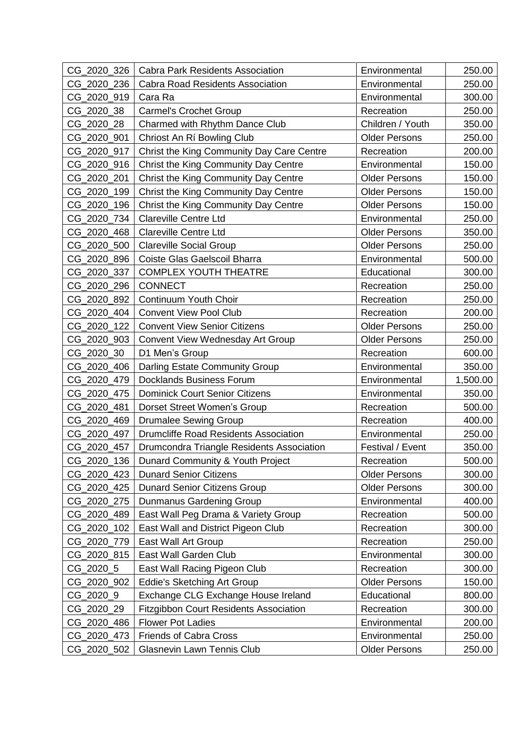| | | | |
|---|---|---|---|
| CG_2020_326 | Cabra Park Residents Association | Environmental | 250.00 |
| CG_2020_236 | Cabra Road Residents Association | Environmental | 250.00 |
| CG_2020_919 | Cara Ra | Environmental | 300.00 |
| CG_2020_38 | Carmel's Crochet Group | Recreation | 250.00 |
| CG_2020_28 | Charmed with Rhythm Dance Club | Children / Youth | 350.00 |
| CG_2020_901 | Chriost An Rí Bowling Club | Older Persons | 250.00 |
| CG_2020_917 | Christ the King Community Day Care Centre | Recreation | 200.00 |
| CG_2020_916 | Christ the King Community Day Centre | Environmental | 150.00 |
| CG_2020_201 | Christ the King Community Day Centre | Older Persons | 150.00 |
| CG_2020_199 | Christ the King Community Day Centre | Older Persons | 150.00 |
| CG_2020_196 | Christ the King Community Day Centre | Older Persons | 150.00 |
| CG_2020_734 | Clareville Centre Ltd | Environmental | 250.00 |
| CG_2020_468 | Clareville Centre Ltd | Older Persons | 350.00 |
| CG_2020_500 | Clareville Social Group | Older Persons | 250.00 |
| CG_2020_896 | Coiste Glas Gaelscoil Bharra | Environmental | 500.00 |
| CG_2020_337 | COMPLEX YOUTH THEATRE | Educational | 300.00 |
| CG_2020_296 | CONNECT | Recreation | 250.00 |
| CG_2020_892 | Continuum Youth Choir | Recreation | 250.00 |
| CG_2020_404 | Convent View Pool Club | Recreation | 200.00 |
| CG_2020_122 | Convent View Senior Citizens | Older Persons | 250.00 |
| CG_2020_903 | Convent View Wednesday Art Group | Older Persons | 250.00 |
| CG_2020_30 | D1 Men's Group | Recreation | 600.00 |
| CG_2020_406 | Darling Estate Community Group | Environmental | 350.00 |
| CG_2020_479 | Docklands Business Forum | Environmental | 1,500.00 |
| CG_2020_475 | Dominick Court Senior Citizens | Environmental | 350.00 |
| CG_2020_481 | Dorset Street Women's Group | Recreation | 500.00 |
| CG_2020_469 | Drumalee Sewing Group | Recreation | 400.00 |
| CG_2020_497 | Drumcliffe Road Residents Association | Environmental | 250.00 |
| CG_2020_457 | Drumcondra Triangle Residents Association | Festival / Event | 350.00 |
| CG_2020_136 | Dunard Community & Youth Project | Recreation | 500.00 |
| CG_2020_423 | Dunard Senior Citizens | Older Persons | 300.00 |
| CG_2020_425 | Dunard Senior Citizens Group | Older Persons | 300.00 |
| CG_2020_275 | Dunmanus Gardening Group | Environmental | 400.00 |
| CG_2020_489 | East Wall Peg Drama & Variety Group | Recreation | 500.00 |
| CG_2020_102 | East Wall and District Pigeon Club | Recreation | 300.00 |
| CG_2020_779 | East Wall Art Group | Recreation | 250.00 |
| CG_2020_815 | East Wall Garden Club | Environmental | 300.00 |
| CG_2020_5 | East Wall Racing Pigeon Club | Recreation | 300.00 |
| CG_2020_902 | Eddie's Sketching Art Group | Older Persons | 150.00 |
| CG_2020_9 | Exchange CLG Exchange House Ireland | Educational | 800.00 |
| CG_2020_29 | Fitzgibbon Court Residents Association | Recreation | 300.00 |
| CG_2020_486 | Flower Pot Ladies | Environmental | 200.00 |
| CG_2020_473 | Friends of Cabra Cross | Environmental | 250.00 |
| CG_2020_502 | Glasnevin Lawn Tennis Club | Older Persons | 250.00 |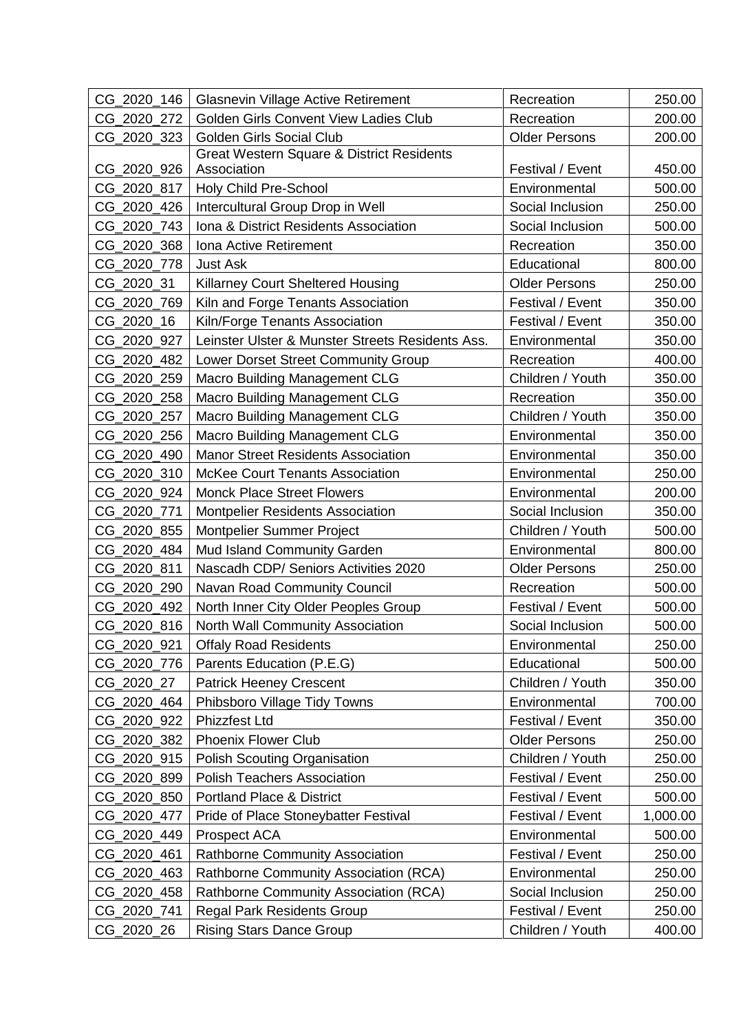| | | | |
|---|---|---|---|
| CG_2020_146 | Glasnevin Village Active Retirement | Recreation | 250.00 |
| CG_2020_272 | Golden Girls Convent View Ladies Club | Recreation | 200.00 |
| CG_2020_323 | Golden Girls Social Club | Older Persons | 200.00 |
| CG_2020_926 | Great Western Square & District Residents Association | Festival / Event | 450.00 |
| CG_2020_817 | Holy Child Pre-School | Environmental | 500.00 |
| CG_2020_426 | Intercultural Group Drop in Well | Social Inclusion | 250.00 |
| CG_2020_743 | Iona & District Residents Association | Social Inclusion | 500.00 |
| CG_2020_368 | Iona Active Retirement | Recreation | 350.00 |
| CG_2020_778 | Just Ask | Educational | 800.00 |
| CG_2020_31 | Killarney Court Sheltered Housing | Older Persons | 250.00 |
| CG_2020_769 | Kiln and Forge Tenants Association | Festival / Event | 350.00 |
| CG_2020_16 | Kiln/Forge Tenants Association | Festival / Event | 350.00 |
| CG_2020_927 | Leinster Ulster & Munster Streets Residents Ass. | Environmental | 350.00 |
| CG_2020_482 | Lower Dorset Street Community Group | Recreation | 400.00 |
| CG_2020_259 | Macro Building Management CLG | Children / Youth | 350.00 |
| CG_2020_258 | Macro Building Management CLG | Recreation | 350.00 |
| CG_2020_257 | Macro Building Management CLG | Children / Youth | 350.00 |
| CG_2020_256 | Macro Building Management CLG | Environmental | 350.00 |
| CG_2020_490 | Manor Street Residents Association | Environmental | 350.00 |
| CG_2020_310 | McKee Court Tenants Association | Environmental | 250.00 |
| CG_2020_924 | Monck Place Street Flowers | Environmental | 200.00 |
| CG_2020_771 | Montpelier Residents Association | Social Inclusion | 350.00 |
| CG_2020_855 | Montpelier Summer Project | Children / Youth | 500.00 |
| CG_2020_484 | Mud Island Community Garden | Environmental | 800.00 |
| CG_2020_811 | Nascadh CDP/ Seniors Activities 2020 | Older Persons | 250.00 |
| CG_2020_290 | Navan Road Community Council | Recreation | 500.00 |
| CG_2020_492 | North Inner City Older Peoples Group | Festival / Event | 500.00 |
| CG_2020_816 | North Wall Community Association | Social Inclusion | 500.00 |
| CG_2020_921 | Offaly Road Residents | Environmental | 250.00 |
| CG_2020_776 | Parents Education (P.E.G) | Educational | 500.00 |
| CG_2020_27 | Patrick Heeney Crescent | Children / Youth | 350.00 |
| CG_2020_464 | Phibsboro Village Tidy Towns | Environmental | 700.00 |
| CG_2020_922 | Phizzfest Ltd | Festival / Event | 350.00 |
| CG_2020_382 | Phoenix Flower Club | Older Persons | 250.00 |
| CG_2020_915 | Polish Scouting Organisation | Children / Youth | 250.00 |
| CG_2020_899 | Polish Teachers Association | Festival / Event | 250.00 |
| CG_2020_850 | Portland Place & District | Festival / Event | 500.00 |
| CG_2020_477 | Pride of Place Stoneybatter Festival | Festival / Event | 1,000.00 |
| CG_2020_449 | Prospect ACA | Environmental | 500.00 |
| CG_2020_461 | Rathborne Community Association | Festival / Event | 250.00 |
| CG_2020_463 | Rathborne Community Association (RCA) | Environmental | 250.00 |
| CG_2020_458 | Rathborne Community Association (RCA) | Social Inclusion | 250.00 |
| CG_2020_741 | Regal Park Residents Group | Festival / Event | 250.00 |
| CG_2020_26 | Rising Stars Dance Group | Children / Youth | 400.00 |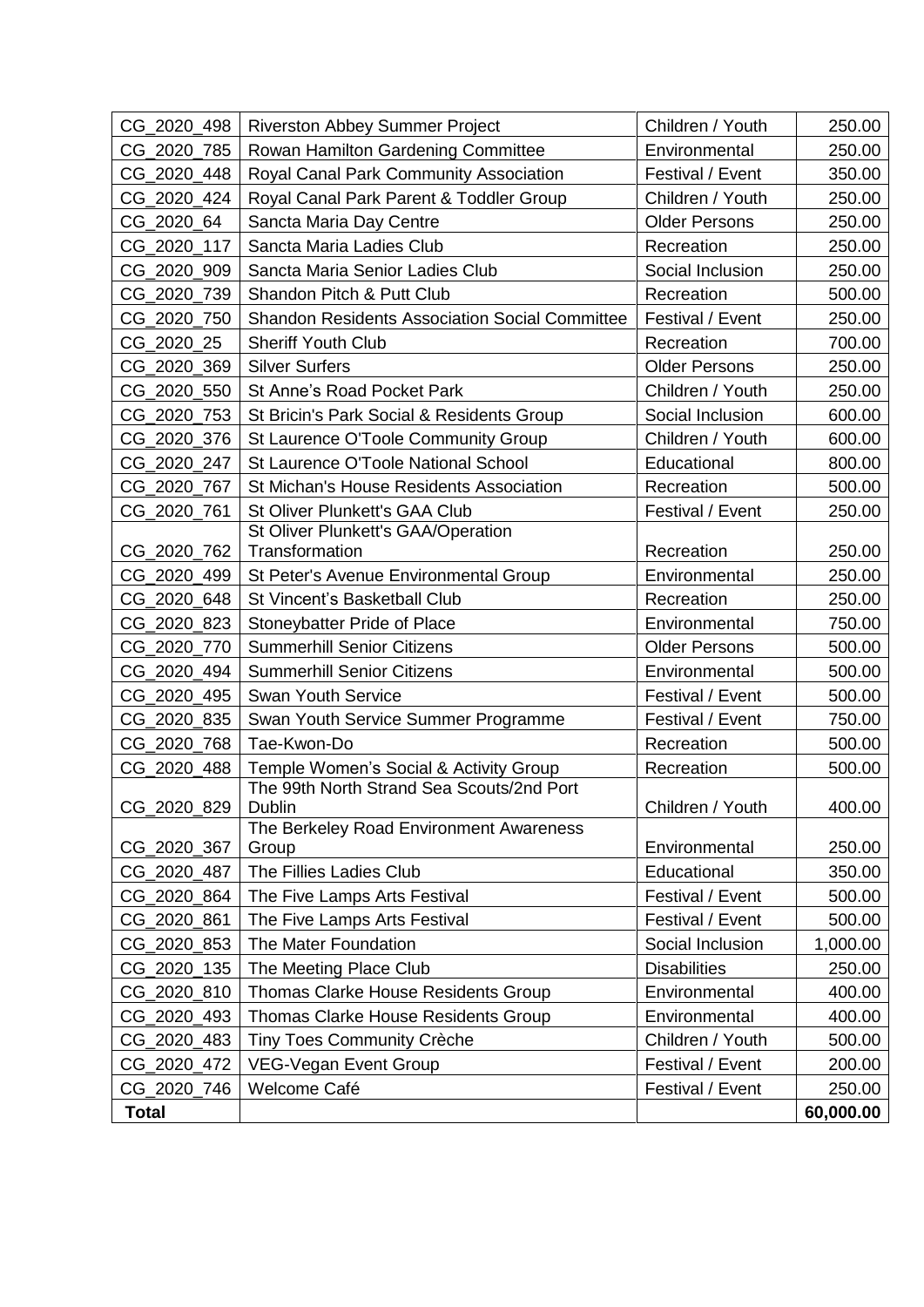| | | | |
|---|---|---|---|
| CG_2020_498 | Riverston Abbey Summer Project | Children / Youth | 250.00 |
| CG_2020_785 | Rowan Hamilton Gardening Committee | Environmental | 250.00 |
| CG_2020_448 | Royal Canal Park Community Association | Festival / Event | 350.00 |
| CG_2020_424 | Royal Canal Park Parent & Toddler Group | Children / Youth | 250.00 |
| CG_2020_64 | Sancta Maria Day Centre | Older Persons | 250.00 |
| CG_2020_117 | Sancta Maria Ladies Club | Recreation | 250.00 |
| CG_2020_909 | Sancta Maria Senior Ladies Club | Social Inclusion | 250.00 |
| CG_2020_739 | Shandon Pitch & Putt Club | Recreation | 500.00 |
| CG_2020_750 | Shandon Residents Association Social Committee | Festival / Event | 250.00 |
| CG_2020_25 | Sheriff Youth Club | Recreation | 700.00 |
| CG_2020_369 | Silver Surfers | Older Persons | 250.00 |
| CG_2020_550 | St Anne's Road Pocket Park | Children / Youth | 250.00 |
| CG_2020_753 | St Bricin's Park Social & Residents Group | Social Inclusion | 600.00 |
| CG_2020_376 | St Laurence O'Toole Community Group | Children / Youth | 600.00 |
| CG_2020_247 | St Laurence O'Toole National School | Educational | 800.00 |
| CG_2020_767 | St Michan's House Residents Association | Recreation | 500.00 |
| CG_2020_761 | St Oliver Plunkett's GAA Club | Festival / Event | 250.00 |
| CG_2020_762 | St Oliver Plunkett's GAA/Operation Transformation | Recreation | 250.00 |
| CG_2020_499 | St Peter's Avenue Environmental Group | Environmental | 250.00 |
| CG_2020_648 | St Vincent's Basketball Club | Recreation | 250.00 |
| CG_2020_823 | Stoneybatter Pride of Place | Environmental | 750.00 |
| CG_2020_770 | Summerhill Senior Citizens | Older Persons | 500.00 |
| CG_2020_494 | Summerhill Senior Citizens | Environmental | 500.00 |
| CG_2020_495 | Swan Youth Service | Festival / Event | 500.00 |
| CG_2020_835 | Swan Youth Service Summer Programme | Festival / Event | 750.00 |
| CG_2020_768 | Tae-Kwon-Do | Recreation | 500.00 |
| CG_2020_488 | Temple Women's Social & Activity Group | Recreation | 500.00 |
| CG_2020_829 | The 99th North Strand Sea Scouts/2nd Port Dublin | Children / Youth | 400.00 |
| CG_2020_367 | The Berkeley Road Environment Awareness Group | Environmental | 250.00 |
| CG_2020_487 | The Fillies Ladies Club | Educational | 350.00 |
| CG_2020_864 | The Five Lamps Arts Festival | Festival / Event | 500.00 |
| CG_2020_861 | The Five Lamps Arts Festival | Festival / Event | 500.00 |
| CG_2020_853 | The Mater Foundation | Social Inclusion | 1,000.00 |
| CG_2020_135 | The Meeting Place Club | Disabilities | 250.00 |
| CG_2020_810 | Thomas Clarke House Residents Group | Environmental | 400.00 |
| CG_2020_493 | Thomas Clarke House Residents Group | Environmental | 400.00 |
| CG_2020_483 | Tiny Toes Community Crèche | Children / Youth | 500.00 |
| CG_2020_472 | VEG-Vegan Event Group | Festival / Event | 200.00 |
| CG_2020_746 | Welcome Café | Festival / Event | 250.00 |
| **Total** | | | **60,000.00** |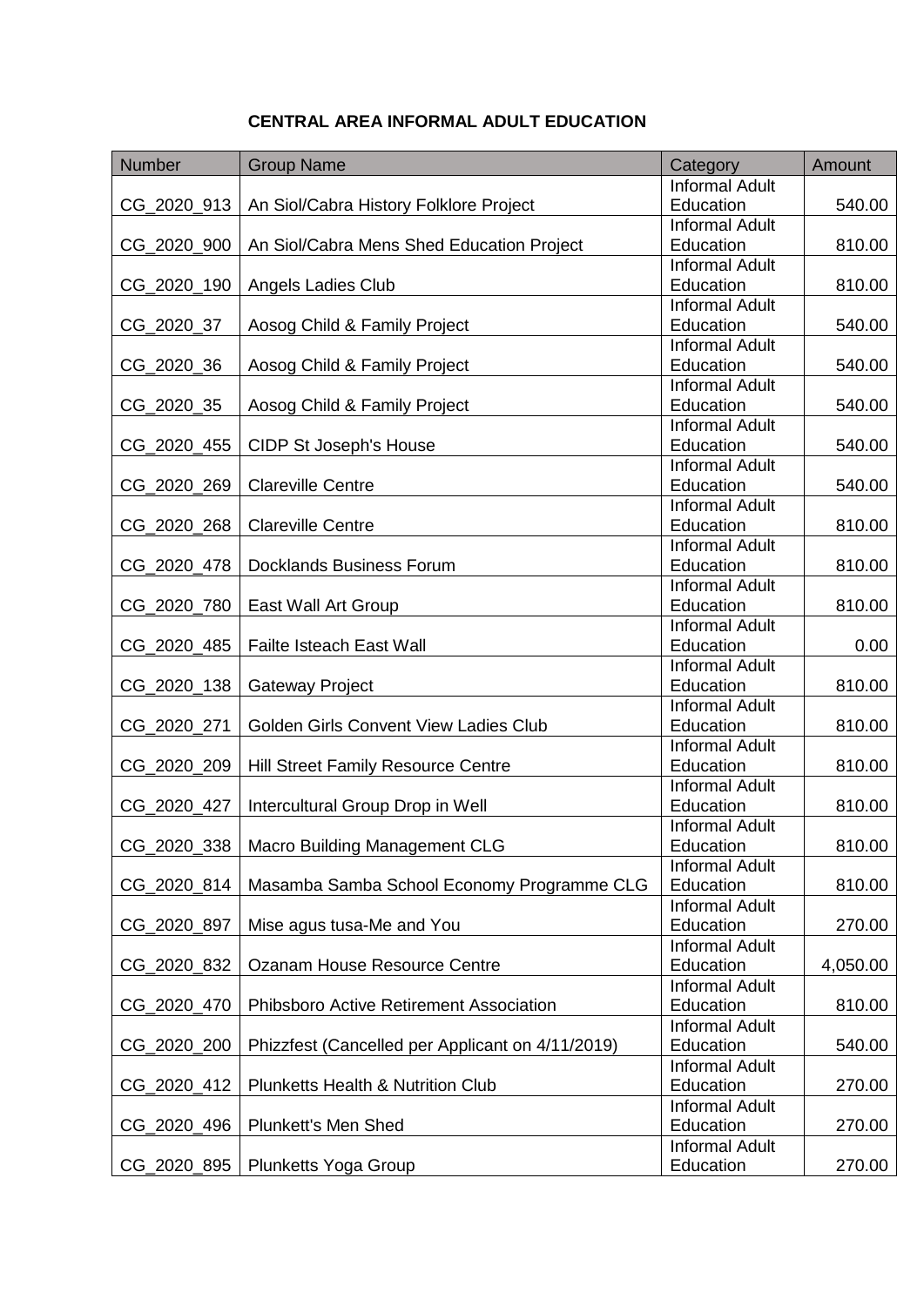**CENTRAL AREA INFORMAL ADULT EDUCATION**

| Number | Group Name | Category | Amount |
|---|---|---|---|
| CG_2020_913 | An Siol/Cabra History Folklore Project | Informal Adult Education | 540.00 |
| CG_2020_900 | An Siol/Cabra Mens Shed Education Project | Informal Adult Education | 810.00 |
| CG_2020_190 | Angels Ladies Club | Informal Adult Education | 810.00 |
| CG_2020_37 | Aosog Child & Family Project | Informal Adult Education | 540.00 |
| CG_2020_36 | Aosog Child & Family Project | Informal Adult Education | 540.00 |
| CG_2020_35 | Aosog Child & Family Project | Informal Adult Education | 540.00 |
| CG_2020_455 | CIDP St Joseph's House | Informal Adult Education | 540.00 |
| CG_2020_269 | Clareville Centre | Informal Adult Education | 540.00 |
| CG_2020_268 | Clareville Centre | Informal Adult Education | 810.00 |
| CG_2020_478 | Docklands Business Forum | Informal Adult Education | 810.00 |
| CG_2020_780 | East Wall Art Group | Informal Adult Education | 810.00 |
| CG_2020_485 | Failte Isteach East Wall | Informal Adult Education | 0.00 |
| CG_2020_138 | Gateway Project | Informal Adult Education | 810.00 |
| CG_2020_271 | Golden Girls Convent View Ladies Club | Informal Adult Education | 810.00 |
| CG_2020_209 | Hill Street Family Resource Centre | Informal Adult Education | 810.00 |
| CG_2020_427 | Intercultural Group Drop in Well | Informal Adult Education | 810.00 |
| CG_2020_338 | Macro Building Management CLG | Informal Adult Education | 810.00 |
| CG_2020_814 | Masamba Samba School Economy Programme CLG | Informal Adult Education | 810.00 |
| CG_2020_897 | Mise agus tusa-Me and You | Informal Adult Education | 270.00 |
| CG_2020_832 | Ozanam House Resource Centre | Informal Adult Education | 4,050.00 |
| CG_2020_470 | Phibsboro Active Retirement Association | Informal Adult Education | 810.00 |
| CG_2020_200 | Phizzfest (Cancelled per Applicant on 4/11/2019) | Informal Adult Education | 540.00 |
| CG_2020_412 | Plunketts Health & Nutrition Club | Informal Adult Education | 270.00 |
| CG_2020_496 | Plunkett's Men Shed | Informal Adult Education | 270.00 |
| CG_2020_895 | Plunketts Yoga Group | Informal Adult Education | 270.00 |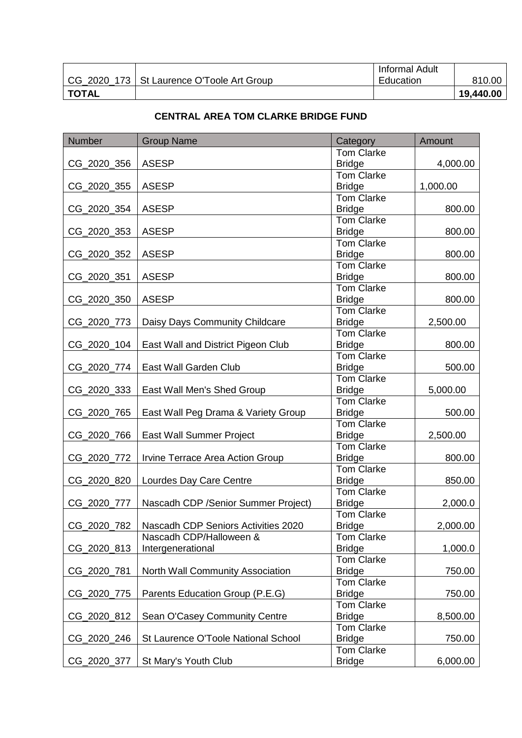| | | | |
|---|---|---|---|
| CG_2020_173 | St Laurence O'Toole Art Group | Informal Adult Education | 810.00 |
| **TOTAL** | | | **19,440.00** |

**CENTRAL AREA TOM CLARKE BRIDGE FUND**

| Number | Group Name | Category | Amount |
|---|---|---|---|
| CG_2020_356 | ASESP | Tom Clarke Bridge | 4,000.00 |
| CG_2020_355 | ASESP | Tom Clarke Bridge | 1,000.00 |
| CG_2020_354 | ASESP | Tom Clarke Bridge | 800.00 |
| CG_2020_353 | ASESP | Tom Clarke Bridge | 800.00 |
| CG_2020_352 | ASESP | Tom Clarke Bridge | 800.00 |
| CG_2020_351 | ASESP | Tom Clarke Bridge | 800.00 |
| CG_2020_350 | ASESP | Tom Clarke Bridge | 800.00 |
| CG_2020_773 | Daisy Days Community Childcare | Tom Clarke Bridge | 2,500.00 |
| CG_2020_104 | East Wall and District Pigeon Club | Tom Clarke Bridge | 800.00 |
| CG_2020_774 | East Wall Garden Club | Tom Clarke Bridge | 500.00 |
| CG_2020_333 | East Wall Men's Shed Group | Tom Clarke Bridge | 5,000.00 |
| CG_2020_765 | East Wall Peg Drama & Variety Group | Tom Clarke Bridge | 500.00 |
| CG_2020_766 | East Wall Summer Project | Tom Clarke Bridge | 2,500.00 |
| CG_2020_772 | Irvine Terrace Area Action Group | Tom Clarke Bridge | 800.00 |
| CG_2020_820 | Lourdes Day Care Centre | Tom Clarke Bridge | 850.00 |
| CG_2020_777 | Nascadh CDP /Senior Summer Project) | Tom Clarke Bridge | 2,000.0 |
| CG_2020_782 | Nascadh CDP Seniors Activities 2020 | Tom Clarke Bridge | 2,000.00 |
| CG_2020_813 | Nascadh CDP/Halloween & Intergenerational | Tom Clarke Bridge | 1,000.0 |
| CG_2020_781 | North Wall Community Association | Tom Clarke Bridge | 750.00 |
| CG_2020_775 | Parents Education Group (P.E.G) | Tom Clarke Bridge | 750.00 |
| CG_2020_812 | Sean O'Casey Community Centre | Tom Clarke Bridge | 8,500.00 |
| CG_2020_246 | St Laurence O'Toole National School | Tom Clarke Bridge | 750.00 |
| CG_2020_377 | St Mary's Youth Club | Tom Clarke Bridge | 6,000.00 |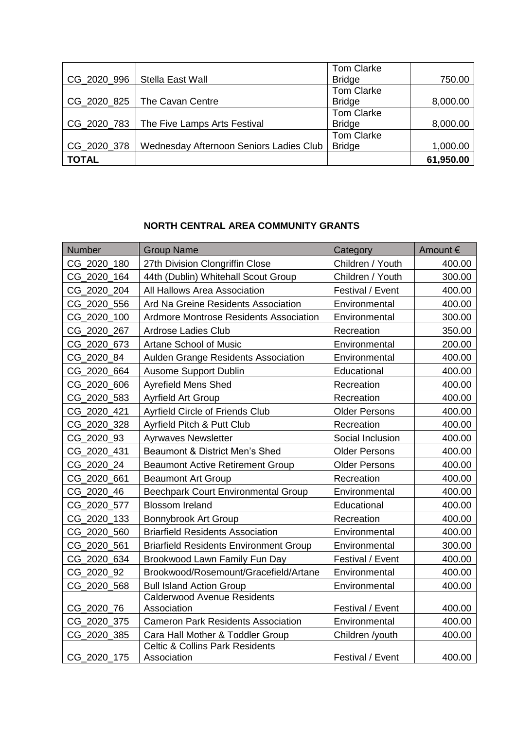| | | | |
|---|---|---|---|
| CG_2020_996 | Stella East Wall | Tom Clarke Bridge | 750.00 |
| CG_2020_825 | The Cavan Centre | Tom Clarke Bridge | 8,000.00 |
| CG_2020_783 | The Five Lamps Arts Festival | Tom Clarke Bridge | 8,000.00 |
| CG_2020_378 | Wednesday Afternoon Seniors Ladies Club | Tom Clarke Bridge | 1,000.00 |
| **TOTAL** | | | **61,950.00** |

## NORTH CENTRAL AREA COMMUNITY GRANTS

| Number | Group Name | Category | Amount € |
|---|---|---|---|
| CG_2020_180 | 27th Division Clongriffin Close | Children / Youth | 400.00 |
| CG_2020_164 | 44th (Dublin) Whitehall Scout Group | Children / Youth | 300.00 |
| CG_2020_204 | All Hallows Area Association | Festival / Event | 400.00 |
| CG_2020_556 | Ard Na Greine Residents Association | Environmental | 400.00 |
| CG_2020_100 | Ardmore Montrose Residents Association | Environmental | 300.00 |
| CG_2020_267 | Ardrose Ladies Club | Recreation | 350.00 |
| CG_2020_673 | Artane School of Music | Environmental | 200.00 |
| CG_2020_84 | Aulden Grange Residents Association | Environmental | 400.00 |
| CG_2020_664 | Ausome Support Dublin | Educational | 400.00 |
| CG_2020_606 | Ayrefield Mens Shed | Recreation | 400.00 |
| CG_2020_583 | Ayrfield Art Group | Recreation | 400.00 |
| CG_2020_421 | Ayrfield Circle of Friends Club | Older Persons | 400.00 |
| CG_2020_328 | Ayrfield Pitch & Putt Club | Recreation | 400.00 |
| CG_2020_93 | Ayrwaves Newsletter | Social Inclusion | 400.00 |
| CG_2020_431 | Beaumont & District Men's Shed | Older Persons | 400.00 |
| CG_2020_24 | Beaumont Active Retirement Group | Older Persons | 400.00 |
| CG_2020_661 | Beaumont Art Group | Recreation | 400.00 |
| CG_2020_46 | Beechpark Court Environmental Group | Environmental | 400.00 |
| CG_2020_577 | Blossom Ireland | Educational | 400.00 |
| CG_2020_133 | Bonnybrook Art Group | Recreation | 400.00 |
| CG_2020_560 | Briarfield Residents Association | Environmental | 400.00 |
| CG_2020_561 | Briarfield Residents Environment Group | Environmental | 300.00 |
| CG_2020_634 | Brookwood Lawn Family Fun Day | Festival / Event | 400.00 |
| CG_2020_92 | Brookwood/Rosemount/Gracefield/Artane | Environmental | 400.00 |
| CG_2020_568 | Bull Island Action Group | Environmental | 400.00 |
| CG_2020_76 | Calderwood Avenue Residents Association | Festival / Event | 400.00 |
| CG_2020_375 | Cameron Park Residents Association | Environmental | 400.00 |
| CG_2020_385 | Cara Hall Mother & Toddler Group | Children /youth | 400.00 |
| CG_2020_175 | Celtic & Collins Park Residents Association | Festival / Event | 400.00 |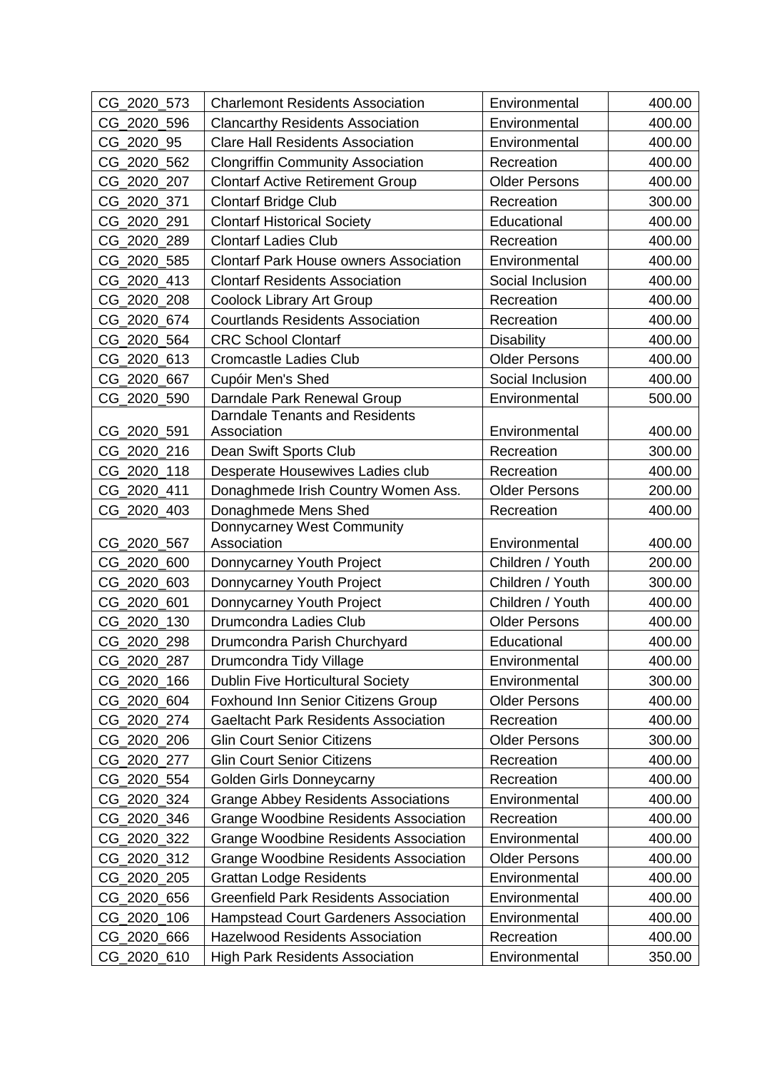| | | | |
|---|---|---|---|
| CG_2020_573 | Charlemont Residents Association | Environmental | 400.00 |
| CG_2020_596 | Clancarthy Residents Association | Environmental | 400.00 |
| CG_2020_95 | Clare Hall Residents Association | Environmental | 400.00 |
| CG_2020_562 | Clongriffin Community Association | Recreation | 400.00 |
| CG_2020_207 | Clontarf Active Retirement Group | Older Persons | 400.00 |
| CG_2020_371 | Clontarf Bridge Club | Recreation | 300.00 |
| CG_2020_291 | Clontarf Historical Society | Educational | 400.00 |
| CG_2020_289 | Clontarf Ladies Club | Recreation | 400.00 |
| CG_2020_585 | Clontarf Park House owners Association | Environmental | 400.00 |
| CG_2020_413 | Clontarf Residents Association | Social Inclusion | 400.00 |
| CG_2020_208 | Coolock Library Art Group | Recreation | 400.00 |
| CG_2020_674 | Courtlands Residents Association | Recreation | 400.00 |
| CG_2020_564 | CRC School Clontarf | Disability | 400.00 |
| CG_2020_613 | Cromcastle Ladies Club | Older Persons | 400.00 |
| CG_2020_667 | Cupóir Men's Shed | Social Inclusion | 400.00 |
| CG_2020_590 | Darndale Park Renewal Group | Environmental | 500.00 |
| CG_2020_591 | Darndale Tenants and Residents Association | Environmental | 400.00 |
| CG_2020_216 | Dean Swift Sports Club | Recreation | 300.00 |
| CG_2020_118 | Desperate Housewives Ladies club | Recreation | 400.00 |
| CG_2020_411 | Donaghmede Irish Country Women Ass. | Older Persons | 200.00 |
| CG_2020_403 | Donaghmede Mens Shed | Recreation | 400.00 |
| CG_2020_567 | Donnycarney West Community Association | Environmental | 400.00 |
| CG_2020_600 | Donnycarney Youth Project | Children / Youth | 200.00 |
| CG_2020_603 | Donnycarney Youth Project | Children / Youth | 300.00 |
| CG_2020_601 | Donnycarney Youth Project | Children / Youth | 400.00 |
| CG_2020_130 | Drumcondra Ladies Club | Older Persons | 400.00 |
| CG_2020_298 | Drumcondra Parish Churchyard | Educational | 400.00 |
| CG_2020_287 | Drumcondra Tidy Village | Environmental | 400.00 |
| CG_2020_166 | Dublin Five Horticultural Society | Environmental | 300.00 |
| CG_2020_604 | Foxhound Inn Senior Citizens Group | Older Persons | 400.00 |
| CG_2020_274 | Gaeltacht Park Residents Association | Recreation | 400.00 |
| CG_2020_206 | Glin Court Senior Citizens | Older Persons | 300.00 |
| CG_2020_277 | Glin Court Senior Citizens | Recreation | 400.00 |
| CG_2020_554 | Golden Girls Donneycarny | Recreation | 400.00 |
| CG_2020_324 | Grange Abbey Residents Associations | Environmental | 400.00 |
| CG_2020_346 | Grange Woodbine Residents Association | Recreation | 400.00 |
| CG_2020_322 | Grange Woodbine Residents Association | Environmental | 400.00 |
| CG_2020_312 | Grange Woodbine Residents Association | Older Persons | 400.00 |
| CG_2020_205 | Grattan Lodge Residents | Environmental | 400.00 |
| CG_2020_656 | Greenfield Park Residents Association | Environmental | 400.00 |
| CG_2020_106 | Hampstead Court Gardeners Association | Environmental | 400.00 |
| CG_2020_666 | Hazelwood Residents Association | Recreation | 400.00 |
| CG_2020_610 | High Park Residents Association | Environmental | 350.00 |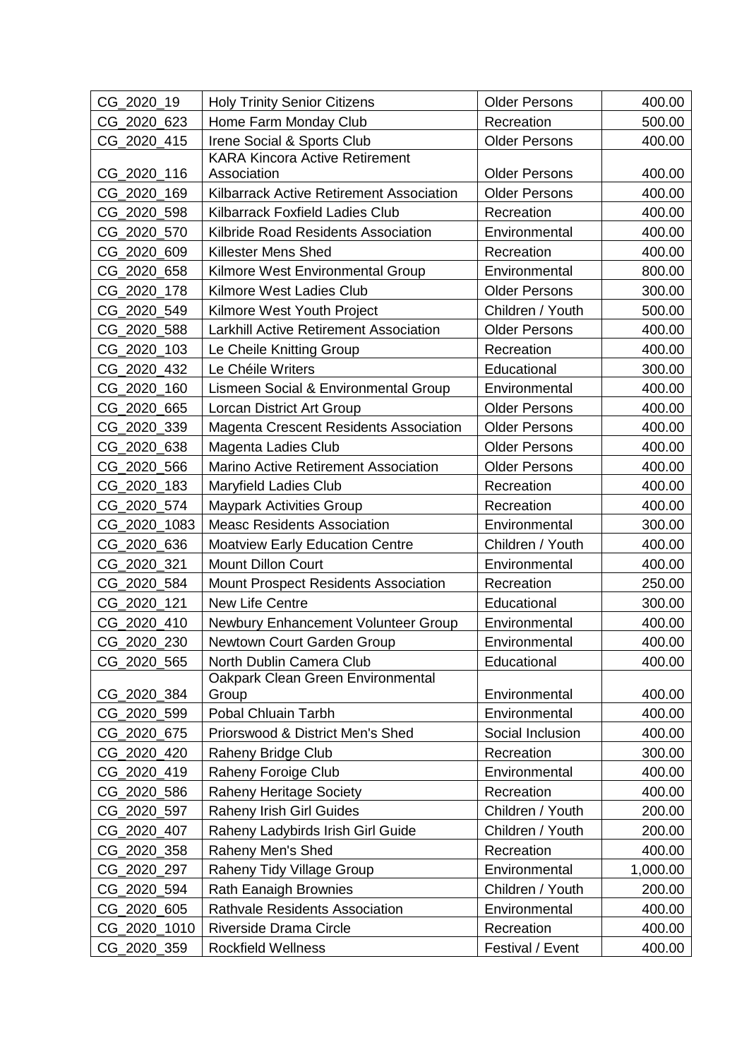| | | | |
|---|---|---|---|
| CG_2020_19 | Holy Trinity Senior Citizens | Older Persons | 400.00 |
| CG_2020_623 | Home Farm Monday Club | Recreation | 500.00 |
| CG_2020_415 | Irene Social & Sports Club | Older Persons | 400.00 |
| CG_2020_116 | KARA Kincora Active Retirement Association | Older Persons | 400.00 |
| CG_2020_169 | Kilbarrack Active Retirement Association | Older Persons | 400.00 |
| CG_2020_598 | Kilbarrack Foxfield Ladies Club | Recreation | 400.00 |
| CG_2020_570 | Kilbride Road Residents Association | Environmental | 400.00 |
| CG_2020_609 | Killester Mens Shed | Recreation | 400.00 |
| CG_2020_658 | Kilmore West Environmental Group | Environmental | 800.00 |
| CG_2020_178 | Kilmore West Ladies Club | Older Persons | 300.00 |
| CG_2020_549 | Kilmore West Youth Project | Children / Youth | 500.00 |
| CG_2020_588 | Larkhill Active Retirement Association | Older Persons | 400.00 |
| CG_2020_103 | Le Cheile Knitting Group | Recreation | 400.00 |
| CG_2020_432 | Le Chéile Writers | Educational | 300.00 |
| CG_2020_160 | Lismeen Social & Environmental Group | Environmental | 400.00 |
| CG_2020_665 | Lorcan District Art Group | Older Persons | 400.00 |
| CG_2020_339 | Magenta Crescent Residents Association | Older Persons | 400.00 |
| CG_2020_638 | Magenta Ladies Club | Older Persons | 400.00 |
| CG_2020_566 | Marino Active Retirement Association | Older Persons | 400.00 |
| CG_2020_183 | Maryfield Ladies Club | Recreation | 400.00 |
| CG_2020_574 | Maypark Activities Group | Recreation | 400.00 |
| CG_2020_1083 | Measc Residents Association | Environmental | 300.00 |
| CG_2020_636 | Moatview Early Education Centre | Children / Youth | 400.00 |
| CG_2020_321 | Mount Dillon Court | Environmental | 400.00 |
| CG_2020_584 | Mount Prospect Residents Association | Recreation | 250.00 |
| CG_2020_121 | New Life Centre | Educational | 300.00 |
| CG_2020_410 | Newbury Enhancement Volunteer Group | Environmental | 400.00 |
| CG_2020_230 | Newtown Court Garden Group | Environmental | 400.00 |
| CG_2020_565 | North Dublin Camera Club | Educational | 400.00 |
| CG_2020_384 | Oakpark Clean Green Environmental Group | Environmental | 400.00 |
| CG_2020_599 | Pobal Chluain Tarbh | Environmental | 400.00 |
| CG_2020_675 | Priorswood & District Men's Shed | Social Inclusion | 400.00 |
| CG_2020_420 | Raheny Bridge Club | Recreation | 300.00 |
| CG_2020_419 | Raheny Foroige Club | Environmental | 400.00 |
| CG_2020_586 | Raheny Heritage Society | Recreation | 400.00 |
| CG_2020_597 | Raheny Irish Girl Guides | Children / Youth | 200.00 |
| CG_2020_407 | Raheny Ladybirds Irish Girl Guide | Children / Youth | 200.00 |
| CG_2020_358 | Raheny Men's Shed | Recreation | 400.00 |
| CG_2020_297 | Raheny Tidy Village Group | Environmental | 1,000.00 |
| CG_2020_594 | Rath Eanaigh Brownies | Children / Youth | 200.00 |
| CG_2020_605 | Rathvale Residents Association | Environmental | 400.00 |
| CG_2020_1010 | Riverside Drama Circle | Recreation | 400.00 |
| CG_2020_359 | Rockfield Wellness | Festival / Event | 400.00 |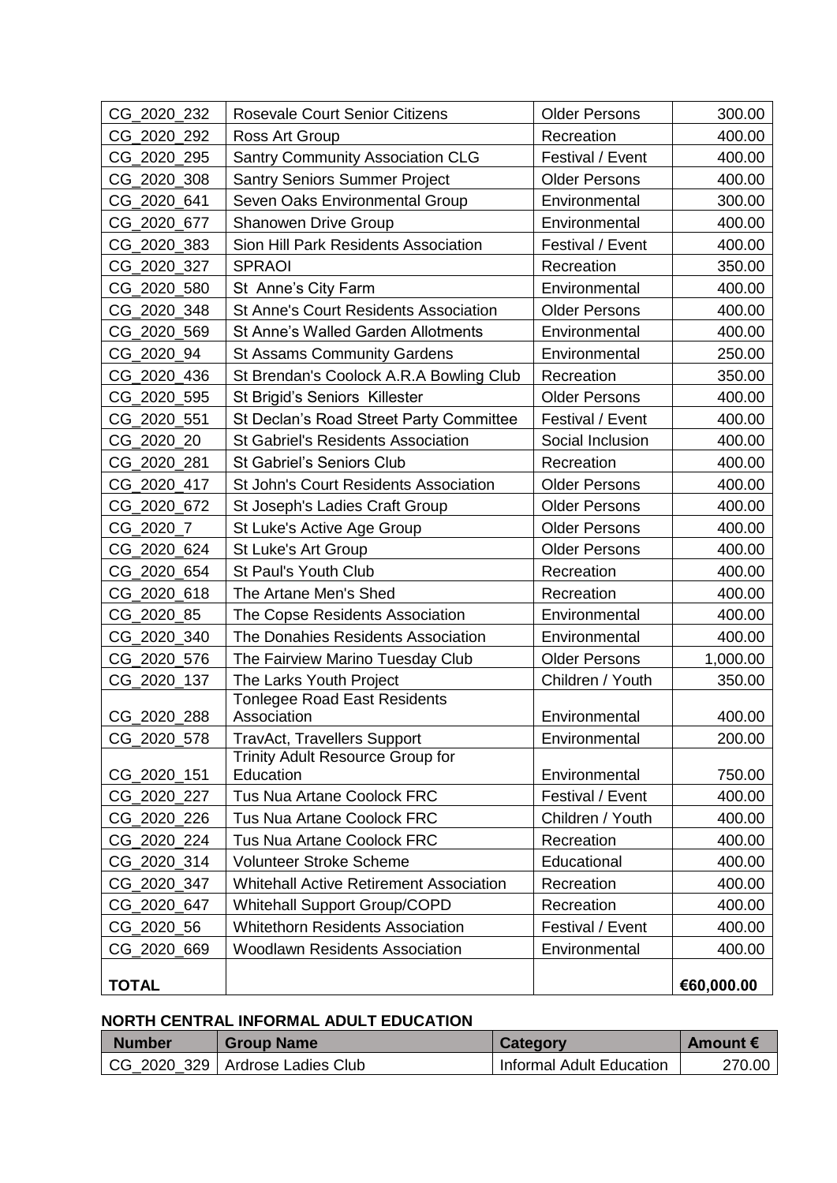| | | | |
|---|---|---|---|
| CG_2020_232 | Rosevale Court Senior Citizens | Older Persons | 300.00 |
| CG_2020_292 | Ross Art Group | Recreation | 400.00 |
| CG_2020_295 | Santry Community Association CLG | Festival / Event | 400.00 |
| CG_2020_308 | Santry Seniors Summer Project | Older Persons | 400.00 |
| CG_2020_641 | Seven Oaks Environmental Group | Environmental | 300.00 |
| CG_2020_677 | Shanowen Drive Group | Environmental | 400.00 |
| CG_2020_383 | Sion Hill Park Residents Association | Festival / Event | 400.00 |
| CG_2020_327 | SPRAOI | Recreation | 350.00 |
| CG_2020_580 | St Anne's City Farm | Environmental | 400.00 |
| CG_2020_348 | St Anne's Court Residents Association | Older Persons | 400.00 |
| CG_2020_569 | St Anne's Walled Garden Allotments | Environmental | 400.00 |
| CG_2020_94 | St Assams Community Gardens | Environmental | 250.00 |
| CG_2020_436 | St Brendan's Coolock A.R.A Bowling Club | Recreation | 350.00 |
| CG_2020_595 | St Brigid's Seniors Killester | Older Persons | 400.00 |
| CG_2020_551 | St Declan's Road Street Party Committee | Festival / Event | 400.00 |
| CG_2020_20 | St Gabriel's Residents Association | Social Inclusion | 400.00 |
| CG_2020_281 | St Gabriel's Seniors Club | Recreation | 400.00 |
| CG_2020_417 | St John's Court Residents Association | Older Persons | 400.00 |
| CG_2020_672 | St Joseph's Ladies Craft Group | Older Persons | 400.00 |
| CG_2020_7 | St Luke's Active Age Group | Older Persons | 400.00 |
| CG_2020_624 | St Luke's Art Group | Older Persons | 400.00 |
| CG_2020_654 | St Paul's Youth Club | Recreation | 400.00 |
| CG_2020_618 | The Artane Men's Shed | Recreation | 400.00 |
| CG_2020_85 | The Copse Residents Association | Environmental | 400.00 |
| CG_2020_340 | The Donahies Residents Association | Environmental | 400.00 |
| CG_2020_576 | The Fairview Marino Tuesday Club | Older Persons | 1,000.00 |
| CG_2020_137 | The Larks Youth Project | Children / Youth | 350.00 |
| CG_2020_288 | Tonlegee Road East Residents Association | Environmental | 400.00 |
| CG_2020_578 | TravAct, Travellers Support | Environmental | 200.00 |
| CG_2020_151 | Trinity Adult Resource Group for Education | Environmental | 750.00 |
| CG_2020_227 | Tus Nua Artane Coolock FRC | Festival / Event | 400.00 |
| CG_2020_226 | Tus Nua Artane Coolock FRC | Children / Youth | 400.00 |
| CG_2020_224 | Tus Nua Artane Coolock FRC | Recreation | 400.00 |
| CG_2020_314 | Volunteer Stroke Scheme | Educational | 400.00 |
| CG_2020_347 | Whitehall Active Retirement Association | Recreation | 400.00 |
| CG_2020_647 | Whitehall Support Group/COPD | Recreation | 400.00 |
| CG_2020_56 | Whitethorn Residents Association | Festival / Event | 400.00 |
| CG_2020_669 | Woodlawn Residents Association | Environmental | 400.00 |
| **TOTAL** | | | **€60,000.00** |

**NORTH CENTRAL INFORMAL ADULT EDUCATION**

| Number | Group Name | Category | Amount € |
|---|---|---|---|
| CG_2020_329 | Ardrose Ladies Club | Informal Adult Education | 270.00 |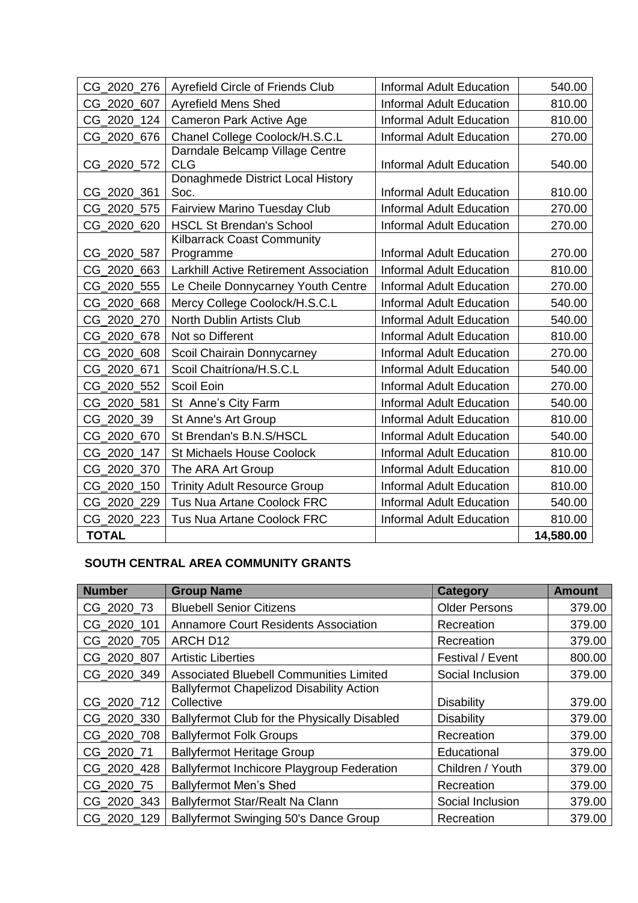| | | | |
|---|---|---|---|
| CG_2020_276 | Ayrefield Circle of Friends Club | Informal Adult Education | 540.00 |
| CG_2020_607 | Ayrefield Mens Shed | Informal Adult Education | 810.00 |
| CG_2020_124 | Cameron Park Active Age | Informal Adult Education | 810.00 |
| CG_2020_676 | Chanel College Coolock/H.S.C.L | Informal Adult Education | 270.00 |
| CG_2020_572 | Darndale Belcamp Village Centre CLG | Informal Adult Education | 540.00 |
| CG_2020_361 | Donaghmede District Local History Soc. | Informal Adult Education | 810.00 |
| CG_2020_575 | Fairview Marino Tuesday Club | Informal Adult Education | 270.00 |
| CG_2020_620 | HSCL St Brendan's School | Informal Adult Education | 270.00 |
| CG_2020_587 | Kilbarrack Coast Community Programme | Informal Adult Education | 270.00 |
| CG_2020_663 | Larkhill Active Retirement Association | Informal Adult Education | 810.00 |
| CG_2020_555 | Le Cheile Donnycarney Youth Centre | Informal Adult Education | 270.00 |
| CG_2020_668 | Mercy College Coolock/H.S.C.L | Informal Adult Education | 540.00 |
| CG_2020_270 | North Dublin Artists Club | Informal Adult Education | 540.00 |
| CG_2020_678 | Not so Different | Informal Adult Education | 810.00 |
| CG_2020_608 | Scoil Chairain Donnycarney | Informal Adult Education | 270.00 |
| CG_2020_671 | Scoil Chaitríona/H.S.C.L | Informal Adult Education | 540.00 |
| CG_2020_552 | Scoil Eoin | Informal Adult Education | 270.00 |
| CG_2020_581 | St Anne's City Farm | Informal Adult Education | 540.00 |
| CG_2020_39 | St Anne's Art Group | Informal Adult Education | 810.00 |
| CG_2020_670 | St Brendan's B.N.S/HSCL | Informal Adult Education | 540.00 |
| CG_2020_147 | St Michaels House Coolock | Informal Adult Education | 810.00 |
| CG_2020_370 | The ARA Art Group | Informal Adult Education | 810.00 |
| CG_2020_150 | Trinity Adult Resource Group | Informal Adult Education | 810.00 |
| CG_2020_229 | Tus Nua Artane Coolock FRC | Informal Adult Education | 540.00 |
| CG_2020_223 | Tus Nua Artane Coolock FRC | Informal Adult Education | 810.00 |
| **TOTAL** | | | **14,580.00** |

## SOUTH CENTRAL AREA COMMUNITY GRANTS

| Number | Group Name | Category | Amount |
|---|---|---|---|
| CG_2020_73 | Bluebell Senior Citizens | Older Persons | 379.00 |
| CG_2020_101 | Annamore Court Residents Association | Recreation | 379.00 |
| CG_2020_705 | ARCH D12 | Recreation | 379.00 |
| CG_2020_807 | Artistic Liberties | Festival / Event | 800.00 |
| CG_2020_349 | Associated Bluebell Communities Limited | Social Inclusion | 379.00 |
| CG_2020_712 | Ballyfermot Chapelizod Disability Action Collective | Disability | 379.00 |
| CG_2020_330 | Ballyfermot Club for the Physically Disabled | Disability | 379.00 |
| CG_2020_708 | Ballyfermot Folk Groups | Recreation | 379.00 |
| CG_2020_71 | Ballyfermot Heritage Group | Educational | 379.00 |
| CG_2020_428 | Ballyfermot Inchicore Playgroup Federation | Children / Youth | 379.00 |
| CG_2020_75 | Ballyfermot Men's Shed | Recreation | 379.00 |
| CG_2020_343 | Ballyfermot Star/Realt Na Clann | Social Inclusion | 379.00 |
| CG_2020_129 | Ballyfermot Swinging 50's Dance Group | Recreation | 379.00 |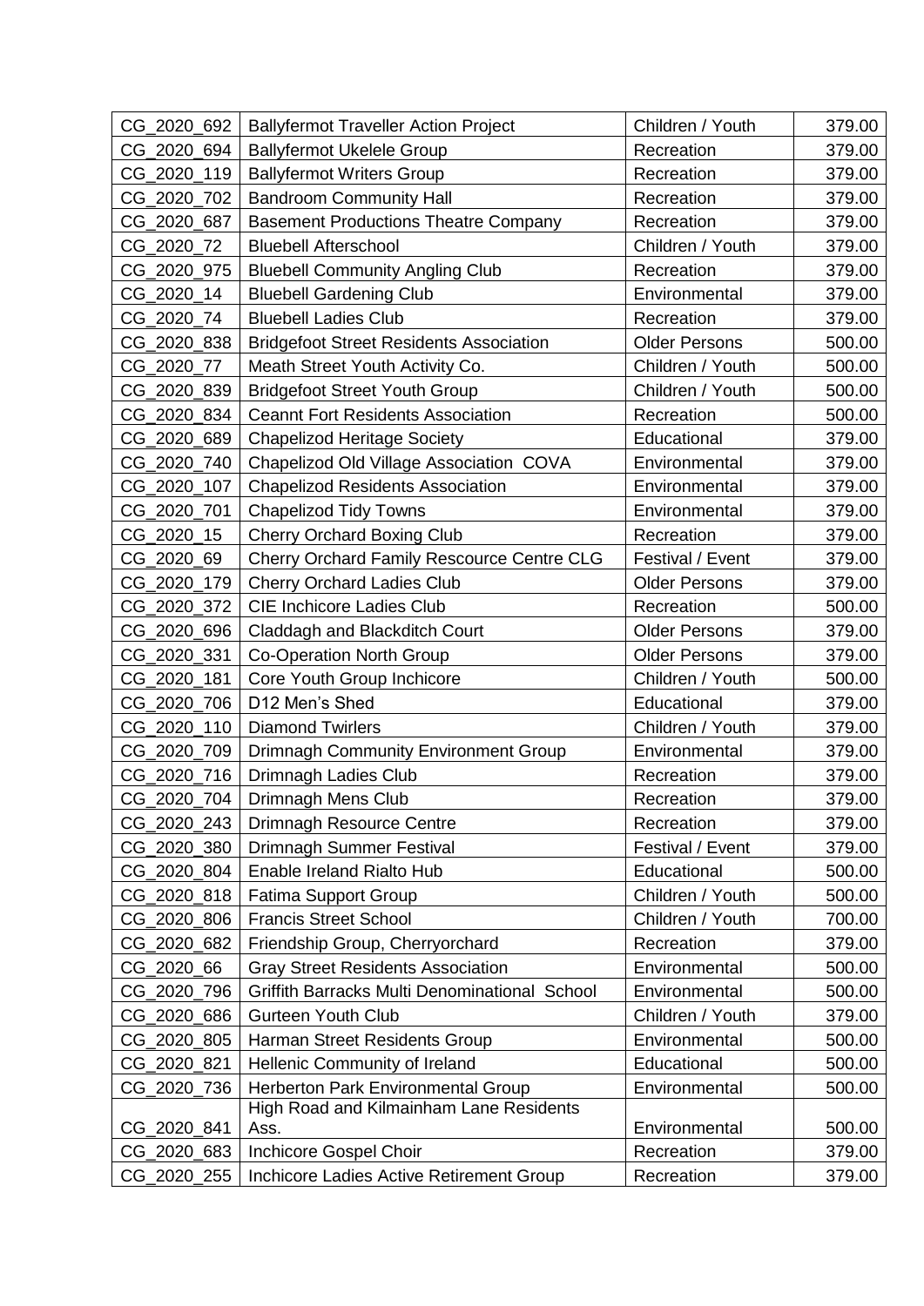| | | | |
|---|---|---|---|
| CG_2020_692 | Ballyfermot Traveller Action Project | Children / Youth | 379.00 |
| CG_2020_694 | Ballyfermot Ukelele Group | Recreation | 379.00 |
| CG_2020_119 | Ballyfermot Writers Group | Recreation | 379.00 |
| CG_2020_702 | Bandroom Community Hall | Recreation | 379.00 |
| CG_2020_687 | Basement Productions Theatre Company | Recreation | 379.00 |
| CG_2020_72 | Bluebell Afterschool | Children / Youth | 379.00 |
| CG_2020_975 | Bluebell Community Angling Club | Recreation | 379.00 |
| CG_2020_14 | Bluebell Gardening Club | Environmental | 379.00 |
| CG_2020_74 | Bluebell Ladies Club | Recreation | 379.00 |
| CG_2020_838 | Bridgefoot Street Residents Association | Older Persons | 500.00 |
| CG_2020_77 | Meath Street Youth Activity Co. | Children / Youth | 500.00 |
| CG_2020_839 | Bridgefoot Street Youth Group | Children / Youth | 500.00 |
| CG_2020_834 | Ceannt Fort Residents Association | Recreation | 500.00 |
| CG_2020_689 | Chapelizod Heritage Society | Educational | 379.00 |
| CG_2020_740 | Chapelizod Old Village Association COVA | Environmental | 379.00 |
| CG_2020_107 | Chapelizod Residents Association | Environmental | 379.00 |
| CG_2020_701 | Chapelizod Tidy Towns | Environmental | 379.00 |
| CG_2020_15 | Cherry Orchard Boxing Club | Recreation | 379.00 |
| CG_2020_69 | Cherry Orchard Family Rescource Centre CLG | Festival / Event | 379.00 |
| CG_2020_179 | Cherry Orchard Ladies Club | Older Persons | 379.00 |
| CG_2020_372 | CIE Inchicore Ladies Club | Recreation | 500.00 |
| CG_2020_696 | Claddagh and Blackditch Court | Older Persons | 379.00 |
| CG_2020_331 | Co-Operation North Group | Older Persons | 379.00 |
| CG_2020_181 | Core Youth Group Inchicore | Children / Youth | 500.00 |
| CG_2020_706 | D12 Men's Shed | Educational | 379.00 |
| CG_2020_110 | Diamond Twirlers | Children / Youth | 379.00 |
| CG_2020_709 | Drimnagh Community Environment Group | Environmental | 379.00 |
| CG_2020_716 | Drimnagh Ladies Club | Recreation | 379.00 |
| CG_2020_704 | Drimnagh Mens Club | Recreation | 379.00 |
| CG_2020_243 | Drimnagh Resource Centre | Recreation | 379.00 |
| CG_2020_380 | Drimnagh Summer Festival | Festival / Event | 379.00 |
| CG_2020_804 | Enable Ireland Rialto Hub | Educational | 500.00 |
| CG_2020_818 | Fatima Support Group | Children / Youth | 500.00 |
| CG_2020_806 | Francis Street School | Children / Youth | 700.00 |
| CG_2020_682 | Friendship Group, Cherryorchard | Recreation | 379.00 |
| CG_2020_66 | Gray Street Residents Association | Environmental | 500.00 |
| CG_2020_796 | Griffith Barracks Multi Denominational School | Environmental | 500.00 |
| CG_2020_686 | Gurteen Youth Club | Children / Youth | 379.00 |
| CG_2020_805 | Harman Street Residents Group | Environmental | 500.00 |
| CG_2020_821 | Hellenic Community of Ireland | Educational | 500.00 |
| CG_2020_736 | Herberton Park Environmental Group | Environmental | 500.00 |
| CG_2020_841 | High Road and Kilmainham Lane Residents Ass. | Environmental | 500.00 |
| CG_2020_683 | Inchicore Gospel Choir | Recreation | 379.00 |
| CG_2020_255 | Inchicore Ladies Active Retirement Group | Recreation | 379.00 |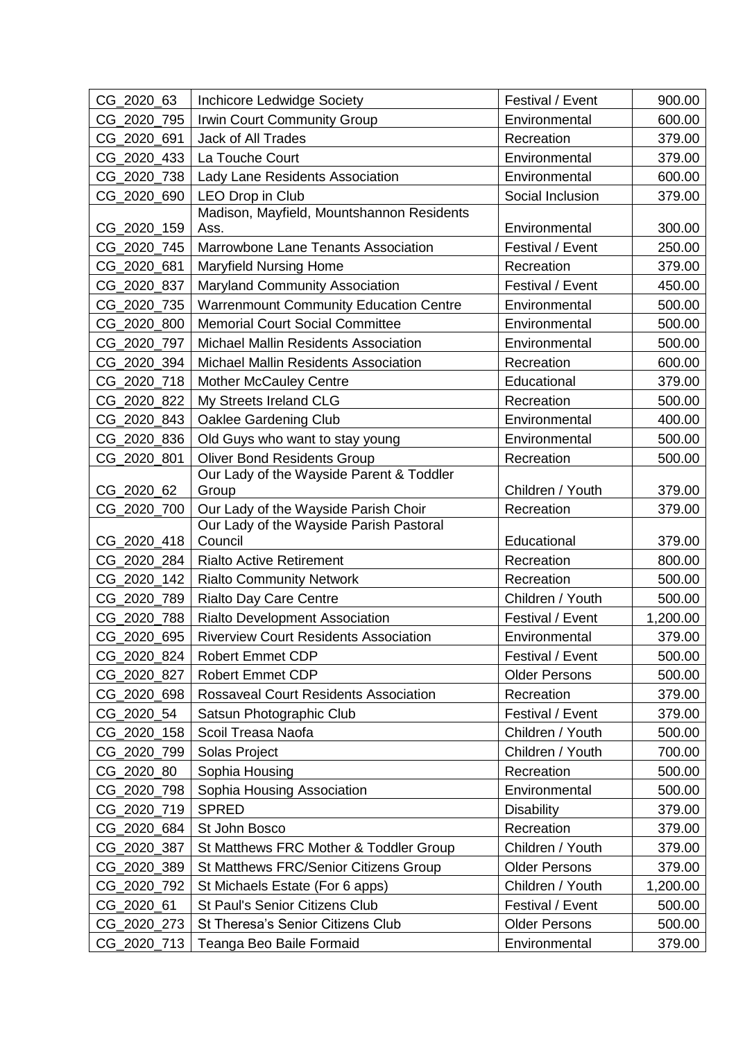| | | | |
|---|---|---|---|
| CG_2020_63 | Inchicore Ledwidge Society | Festival / Event | 900.00 |
| CG_2020_795 | Irwin Court Community Group | Environmental | 600.00 |
| CG_2020_691 | Jack of All Trades | Recreation | 379.00 |
| CG_2020_433 | La Touche Court | Environmental | 379.00 |
| CG_2020_738 | Lady Lane Residents Association | Environmental | 600.00 |
| CG_2020_690 | LEO Drop in Club | Social Inclusion | 379.00 |
| CG_2020_159 | Madison, Mayfield, Mountshannon Residents Ass. | Environmental | 300.00 |
| CG_2020_745 | Marrowbone Lane Tenants Association | Festival / Event | 250.00 |
| CG_2020_681 | Maryfield Nursing Home | Recreation | 379.00 |
| CG_2020_837 | Maryland Community Association | Festival / Event | 450.00 |
| CG_2020_735 | Warrenmount Community Education Centre | Environmental | 500.00 |
| CG_2020_800 | Memorial Court Social Committee | Environmental | 500.00 |
| CG_2020_797 | Michael Mallin Residents Association | Environmental | 500.00 |
| CG_2020_394 | Michael Mallin Residents Association | Recreation | 600.00 |
| CG_2020_718 | Mother McCauley Centre | Educational | 379.00 |
| CG_2020_822 | My Streets Ireland CLG | Recreation | 500.00 |
| CG_2020_843 | Oaklee Gardening Club | Environmental | 400.00 |
| CG_2020_836 | Old Guys who want to stay young | Environmental | 500.00 |
| CG_2020_801 | Oliver Bond Residents Group | Recreation | 500.00 |
| CG_2020_62 | Our Lady of the Wayside Parent & Toddler Group | Children / Youth | 379.00 |
| CG_2020_700 | Our Lady of the Wayside Parish Choir | Recreation | 379.00 |
| CG_2020_418 | Our Lady of the Wayside Parish Pastoral Council | Educational | 379.00 |
| CG_2020_284 | Rialto Active Retirement | Recreation | 800.00 |
| CG_2020_142 | Rialto Community Network | Recreation | 500.00 |
| CG_2020_789 | Rialto Day Care Centre | Children / Youth | 500.00 |
| CG_2020_788 | Rialto Development Association | Festival / Event | 1,200.00 |
| CG_2020_695 | Riverview Court Residents Association | Environmental | 379.00 |
| CG_2020_824 | Robert Emmet CDP | Festival / Event | 500.00 |
| CG_2020_827 | Robert Emmet CDP | Older Persons | 500.00 |
| CG_2020_698 | Rossaveal Court Residents Association | Recreation | 379.00 |
| CG_2020_54 | Satsun Photographic Club | Festival / Event | 379.00 |
| CG_2020_158 | Scoil Treasa Naofa | Children / Youth | 500.00 |
| CG_2020_799 | Solas Project | Children / Youth | 700.00 |
| CG_2020_80 | Sophia Housing | Recreation | 500.00 |
| CG_2020_798 | Sophia Housing Association | Environmental | 500.00 |
| CG_2020_719 | SPRED | Disability | 379.00 |
| CG_2020_684 | St John Bosco | Recreation | 379.00 |
| CG_2020_387 | St Matthews FRC Mother & Toddler Group | Children / Youth | 379.00 |
| CG_2020_389 | St Matthews FRC/Senior Citizens Group | Older Persons | 379.00 |
| CG_2020_792 | St Michaels Estate (For 6 apps) | Children / Youth | 1,200.00 |
| CG_2020_61 | St Paul's Senior Citizens Club | Festival / Event | 500.00 |
| CG_2020_273 | St Theresa's Senior Citizens Club | Older Persons | 500.00 |
| CG_2020_713 | Teanga Beo Baile Formaid | Environmental | 379.00 |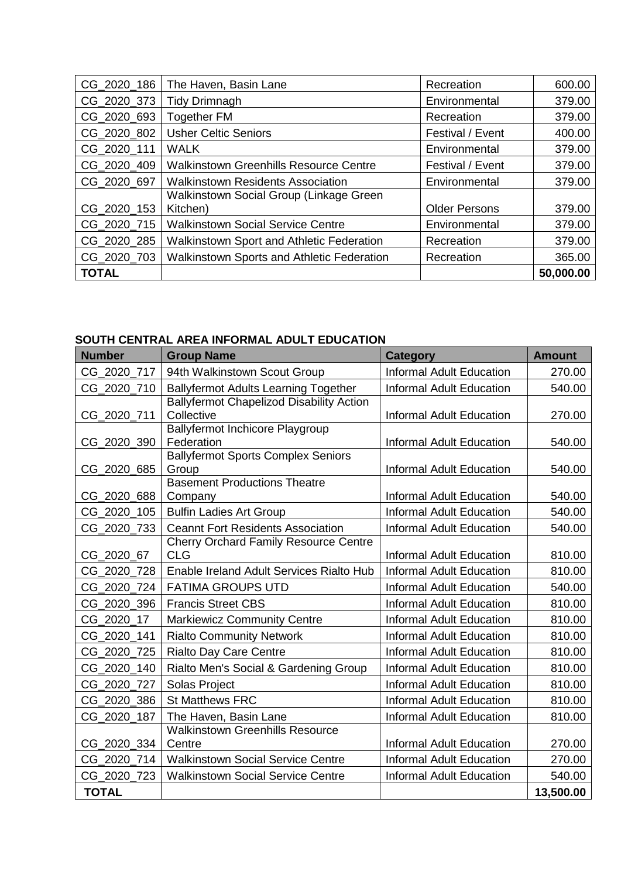| | | | |
|---|---|---|---|
| CG_2020_186 | The Haven, Basin Lane | Recreation | 600.00 |
| CG_2020_373 | Tidy Drimnagh | Environmental | 379.00 |
| CG_2020_693 | Together FM | Recreation | 379.00 |
| CG_2020_802 | Usher Celtic Seniors | Festival / Event | 400.00 |
| CG_2020_111 | WALK | Environmental | 379.00 |
| CG_2020_409 | Walkinstown Greenhills Resource Centre | Festival / Event | 379.00 |
| CG_2020_697 | Walkinstown Residents Association | Environmental | 379.00 |
| CG_2020_153 | Walkinstown Social Group (Linkage Green Kitchen) | Older Persons | 379.00 |
| CG_2020_715 | Walkinstown Social Service Centre | Environmental | 379.00 |
| CG_2020_285 | Walkinstown Sport and Athletic Federation | Recreation | 379.00 |
| CG_2020_703 | Walkinstown Sports and Athletic Federation | Recreation | 365.00 |
| **TOTAL** | | | **50,000.00** |

**SOUTH CENTRAL AREA INFORMAL ADULT EDUCATION**

| Number | Group Name | Category | Amount |
|---|---|---|---|
| CG_2020_717 | 94th Walkinstown Scout Group | Informal Adult Education | 270.00 |
| CG_2020_710 | Ballyfermot Adults Learning Together | Informal Adult Education | 540.00 |
| CG_2020_711 | Ballyfermot Chapelizod Disability Action Collective | Informal Adult Education | 270.00 |
| CG_2020_390 | Ballyfermot Inchicore Playgroup Federation | Informal Adult Education | 540.00 |
| CG_2020_685 | Ballyfermot Sports Complex Seniors Group | Informal Adult Education | 540.00 |
| CG_2020_688 | Basement Productions Theatre Company | Informal Adult Education | 540.00 |
| CG_2020_105 | Bulfin Ladies Art Group | Informal Adult Education | 540.00 |
| CG_2020_733 | Ceannt Fort Residents Association | Informal Adult Education | 540.00 |
| CG_2020_67 | Cherry Orchard Family Resource Centre CLG | Informal Adult Education | 810.00 |
| CG_2020_728 | Enable Ireland Adult Services Rialto Hub | Informal Adult Education | 810.00 |
| CG_2020_724 | FATIMA GROUPS UTD | Informal Adult Education | 540.00 |
| CG_2020_396 | Francis Street CBS | Informal Adult Education | 810.00 |
| CG_2020_17 | Markiewicz Community Centre | Informal Adult Education | 810.00 |
| CG_2020_141 | Rialto Community Network | Informal Adult Education | 810.00 |
| CG_2020_725 | Rialto Day Care Centre | Informal Adult Education | 810.00 |
| CG_2020_140 | Rialto Men's Social & Gardening Group | Informal Adult Education | 810.00 |
| CG_2020_727 | Solas Project | Informal Adult Education | 810.00 |
| CG_2020_386 | St Matthews FRC | Informal Adult Education | 810.00 |
| CG_2020_187 | The Haven, Basin Lane | Informal Adult Education | 810.00 |
| CG_2020_334 | Walkinstown Greenhills Resource Centre | Informal Adult Education | 270.00 |
| CG_2020_714 | Walkinstown Social Service Centre | Informal Adult Education | 270.00 |
| CG_2020_723 | Walkinstown Social Service Centre | Informal Adult Education | 540.00 |
| **TOTAL** | | | **13,500.00** |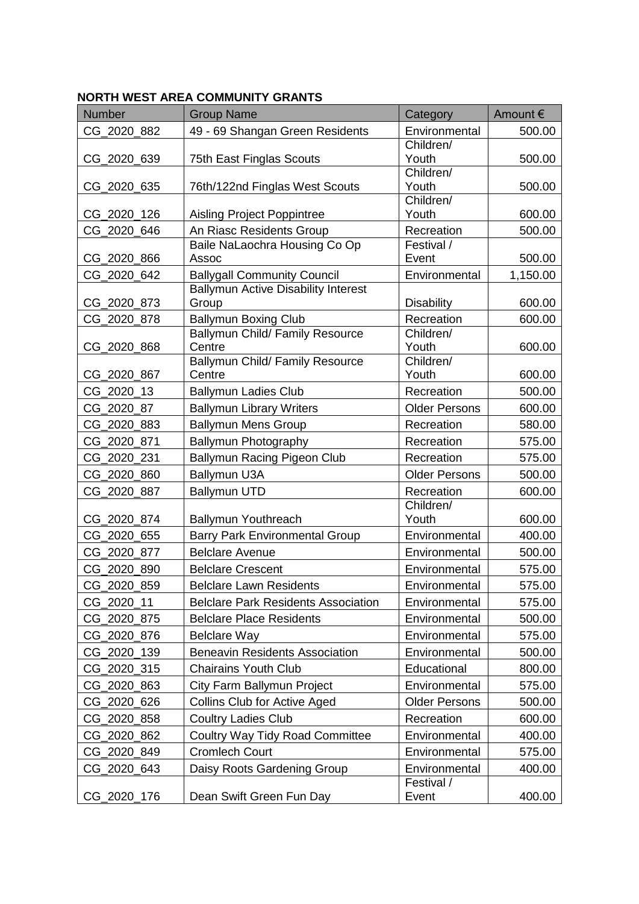**NORTH WEST AREA COMMUNITY GRANTS**

| Number | Group Name | Category | Amount € |
|---|---|---|---|
| CG_2020_882 | 49 - 69 Shangan Green Residents | Environmental | 500.00 |
| CG_2020_639 | 75th East Finglas Scouts | Children/ Youth | 500.00 |
| CG_2020_635 | 76th/122nd Finglas West Scouts | Children/ Youth | 500.00 |
| CG_2020_126 | Aisling Project Poppintree | Children/ Youth | 600.00 |
| CG_2020_646 | An Riasc Residents Group | Recreation | 500.00 |
| CG_2020_866 | Baile NaLaochra Housing Co Op Assoc | Festival / Event | 500.00 |
| CG_2020_642 | Ballygall Community Council | Environmental | 1,150.00 |
| CG_2020_873 | Ballymun Active Disability Interest Group | Disability | 600.00 |
| CG_2020_878 | Ballymun Boxing Club | Recreation | 600.00 |
| CG_2020_868 | Ballymun Child/ Family Resource Centre | Children/ Youth | 600.00 |
| CG_2020_867 | Ballymun Child/ Family Resource Centre | Children/ Youth | 600.00 |
| CG_2020_13 | Ballymun Ladies Club | Recreation | 500.00 |
| CG_2020_87 | Ballymun Library Writers | Older Persons | 600.00 |
| CG_2020_883 | Ballymun Mens Group | Recreation | 580.00 |
| CG_2020_871 | Ballymun Photography | Recreation | 575.00 |
| CG_2020_231 | Ballymun Racing Pigeon Club | Recreation | 575.00 |
| CG_2020_860 | Ballymun U3A | Older Persons | 500.00 |
| CG_2020_887 | Ballymun UTD | Recreation | 600.00 |
| CG_2020_874 | Ballymun Youthreach | Children/ Youth | 600.00 |
| CG_2020_655 | Barry Park Environmental Group | Environmental | 400.00 |
| CG_2020_877 | Belclare Avenue | Environmental | 500.00 |
| CG_2020_890 | Belclare Crescent | Environmental | 575.00 |
| CG_2020_859 | Belclare Lawn Residents | Environmental | 575.00 |
| CG_2020_11 | Belclare Park Residents Association | Environmental | 575.00 |
| CG_2020_875 | Belclare Place Residents | Environmental | 500.00 |
| CG_2020_876 | Belclare Way | Environmental | 575.00 |
| CG_2020_139 | Beneavin Residents Association | Environmental | 500.00 |
| CG_2020_315 | Chairains Youth Club | Educational | 800.00 |
| CG_2020_863 | City Farm Ballymun Project | Environmental | 575.00 |
| CG_2020_626 | Collins Club for Active Aged | Older Persons | 500.00 |
| CG_2020_858 | Coultry Ladies Club | Recreation | 600.00 |
| CG_2020_862 | Coultry Way Tidy Road Committee | Environmental | 400.00 |
| CG_2020_849 | Cromlech Court | Environmental | 575.00 |
| CG_2020_643 | Daisy Roots Gardening Group | Environmental | 400.00 |
| CG_2020_176 | Dean Swift Green Fun Day | Festival / Event | 400.00 |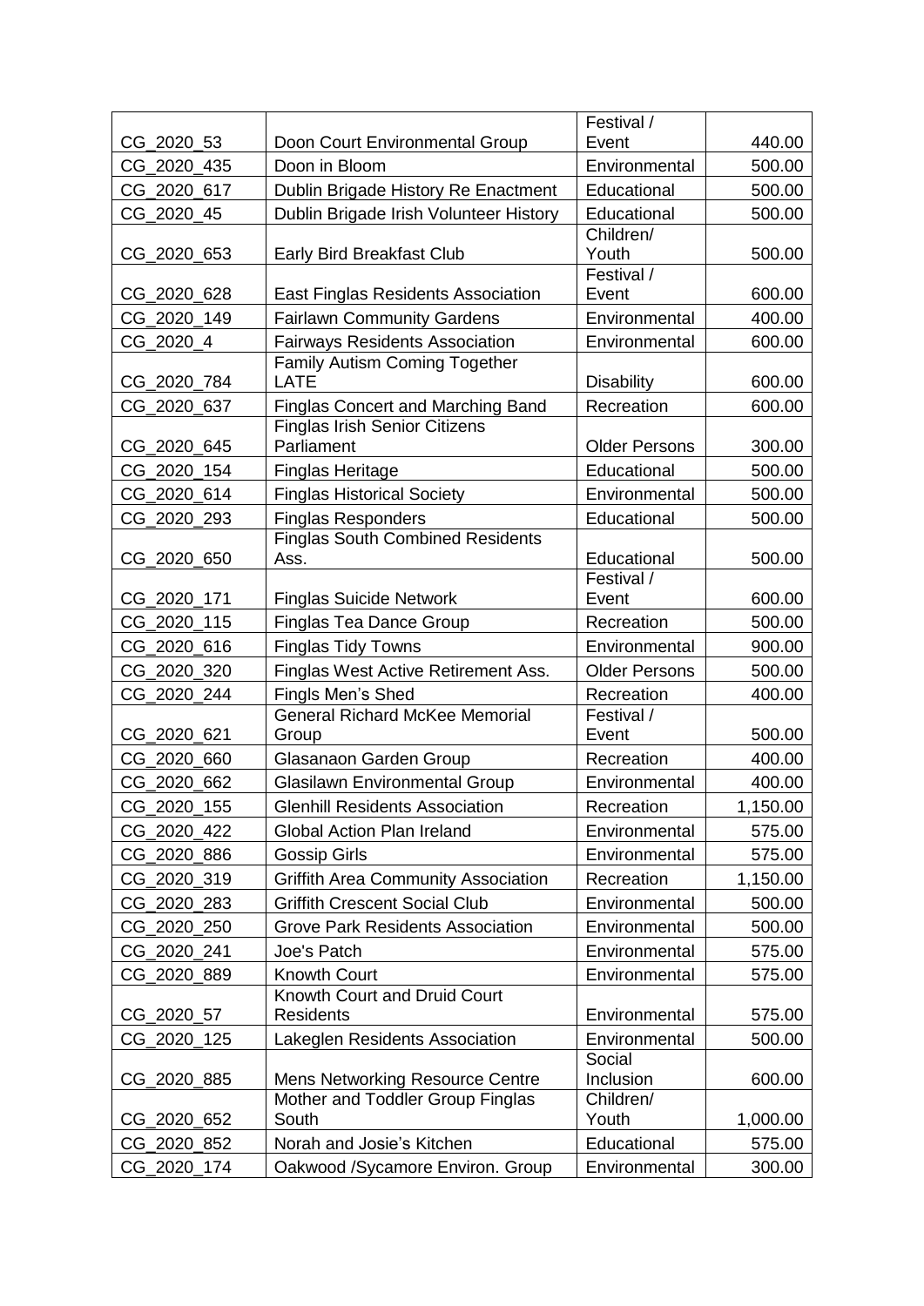| CG_2020_53 | Doon Court Environmental Group | Festival / Event | 440.00 |
|---|---|---|---|
| CG_2020_435 | Doon in Bloom | Environmental | 500.00 |
| CG_2020_617 | Dublin Brigade History Re Enactment | Educational | 500.00 |
| CG_2020_45 | Dublin Brigade Irish Volunteer History | Educational | 500.00 |
| CG_2020_653 | Early Bird Breakfast Club | Children/ Youth | 500.00 |
| CG_2020_628 | East Finglas Residents Association | Festival / Event | 600.00 |
| CG_2020_149 | Fairlawn Community Gardens | Environmental | 400.00 |
| CG_2020_4 | Fairways Residents Association | Environmental | 600.00 |
| CG_2020_784 | Family Autism Coming Together LATE | Disability | 600.00 |
| CG_2020_637 | Finglas Concert and Marching Band | Recreation | 600.00 |
| CG_2020_645 | Finglas Irish Senior Citizens Parliament | Older Persons | 300.00 |
| CG_2020_154 | Finglas Heritage | Educational | 500.00 |
| CG_2020_614 | Finglas Historical Society | Environmental | 500.00 |
| CG_2020_293 | Finglas Responders | Educational | 500.00 |
| CG_2020_650 | Finglas South Combined Residents Ass. | Educational | 500.00 |
| CG_2020_171 | Finglas Suicide Network | Festival / Event | 600.00 |
| CG_2020_115 | Finglas Tea Dance Group | Recreation | 500.00 |
| CG_2020_616 | Finglas Tidy Towns | Environmental | 900.00 |
| CG_2020_320 | Finglas West Active Retirement Ass. | Older Persons | 500.00 |
| CG_2020_244 | Fingls Men's Shed | Recreation | 400.00 |
| CG_2020_621 | General Richard McKee Memorial Group | Festival / Event | 500.00 |
| CG_2020_660 | Glasanaon Garden Group | Recreation | 400.00 |
| CG_2020_662 | Glasilawn Environmental Group | Environmental | 400.00 |
| CG_2020_155 | Glenhill Residents Association | Recreation | 1,150.00 |
| CG_2020_422 | Global Action Plan Ireland | Environmental | 575.00 |
| CG_2020_886 | Gossip Girls | Environmental | 575.00 |
| CG_2020_319 | Griffith Area Community Association | Recreation | 1,150.00 |
| CG_2020_283 | Griffith Crescent Social Club | Environmental | 500.00 |
| CG_2020_250 | Grove Park Residents Association | Environmental | 500.00 |
| CG_2020_241 | Joe's Patch | Environmental | 575.00 |
| CG_2020_889 | Knowth Court | Environmental | 575.00 |
| CG_2020_57 | Knowth Court and Druid Court Residents | Environmental | 575.00 |
| CG_2020_125 | Lakeglen Residents Association | Environmental | 500.00 |
| CG_2020_885 | Mens Networking Resource Centre | Social Inclusion | 600.00 |
| CG_2020_652 | Mother and Toddler Group Finglas South | Children/ Youth | 1,000.00 |
| CG_2020_852 | Norah and Josie's Kitchen | Educational | 575.00 |
| CG_2020_174 | Oakwood /Sycamore Environ. Group | Environmental | 300.00 |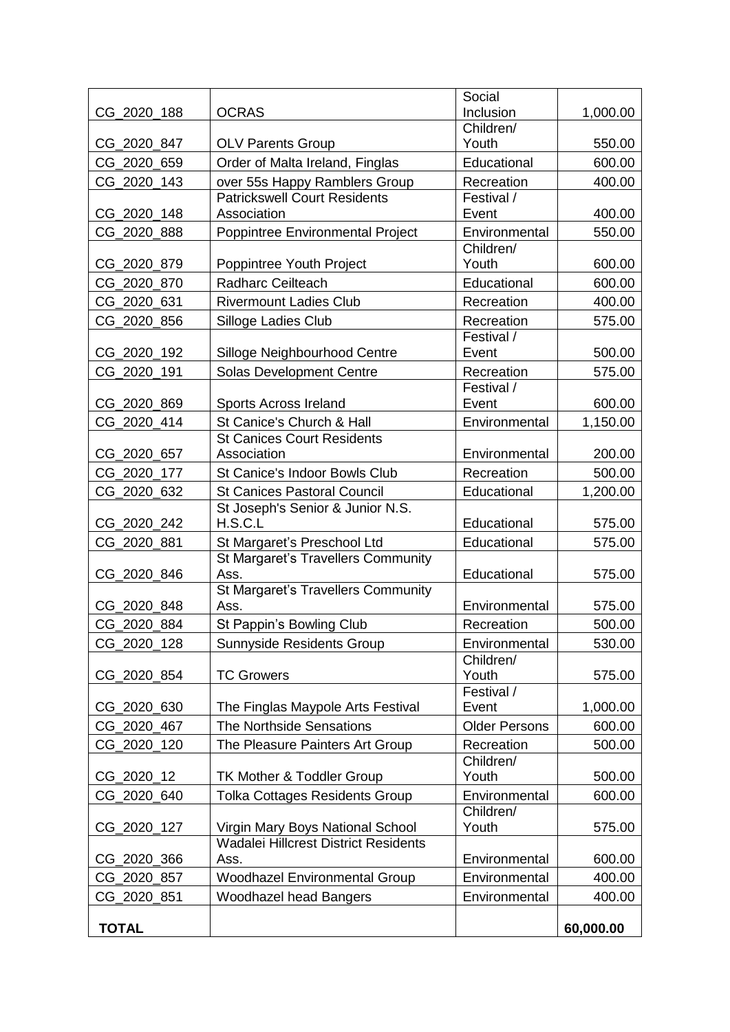| | | | |
|---|---|---|---|
| CG_2020_188 | OCRAS | Social Inclusion | 1,000.00 |
| CG_2020_847 | OLV Parents Group | Children/ Youth | 550.00 |
| CG_2020_659 | Order of Malta Ireland, Finglas | Educational | 600.00 |
| CG_2020_143 | over 55s Happy Ramblers Group | Recreation | 400.00 |
| CG_2020_148 | Patrickswell Court Residents Association | Festival / Event | 400.00 |
| CG_2020_888 | Poppintree Environmental Project | Environmental | 550.00 |
| CG_2020_879 | Poppintree Youth Project | Children/ Youth | 600.00 |
| CG_2020_870 | Radharc Ceilteach | Educational | 600.00 |
| CG_2020_631 | Rivermount Ladies Club | Recreation | 400.00 |
| CG_2020_856 | Silloge Ladies Club | Recreation | 575.00 |
| CG_2020_192 | Silloge Neighbourhood Centre | Festival / Event | 500.00 |
| CG_2020_191 | Solas Development Centre | Recreation | 575.00 |
| CG_2020_869 | Sports Across Ireland | Festival / Event | 600.00 |
| CG_2020_414 | St Canice's Church & Hall | Environmental | 1,150.00 |
| CG_2020_657 | St Canices Court Residents Association | Environmental | 200.00 |
| CG_2020_177 | St Canice's Indoor Bowls Club | Recreation | 500.00 |
| CG_2020_632 | St Canices Pastoral Council | Educational | 1,200.00 |
| CG_2020_242 | St Joseph's Senior & Junior N.S. H.S.C.L | Educational | 575.00 |
| CG_2020_881 | St Margaret's Preschool Ltd | Educational | 575.00 |
| CG_2020_846 | St Margaret's Travellers Community Ass. | Educational | 575.00 |
| CG_2020_848 | St Margaret's Travellers Community Ass. | Environmental | 575.00 |
| CG_2020_884 | St Pappin's Bowling Club | Recreation | 500.00 |
| CG_2020_128 | Sunnyside Residents Group | Environmental | 530.00 |
| CG_2020_854 | TC Growers | Children/ Youth | 575.00 |
| CG_2020_630 | The Finglas Maypole Arts Festival | Festival / Event | 1,000.00 |
| CG_2020_467 | The Northside Sensations | Older Persons | 600.00 |
| CG_2020_120 | The Pleasure Painters Art Group | Recreation | 500.00 |
| CG_2020_12 | TK Mother & Toddler Group | Children/ Youth | 500.00 |
| CG_2020_640 | Tolka Cottages Residents Group | Environmental | 600.00 |
| CG_2020_127 | Virgin Mary Boys National School | Children/ Youth | 575.00 |
| CG_2020_366 | Wadalei Hillcrest District Residents Ass. | Environmental | 600.00 |
| CG_2020_857 | Woodhazel Environmental Group | Environmental | 400.00 |
| CG_2020_851 | Woodhazel head Bangers | Environmental | 400.00 |
| **TOTAL** | | | **60,000.00** |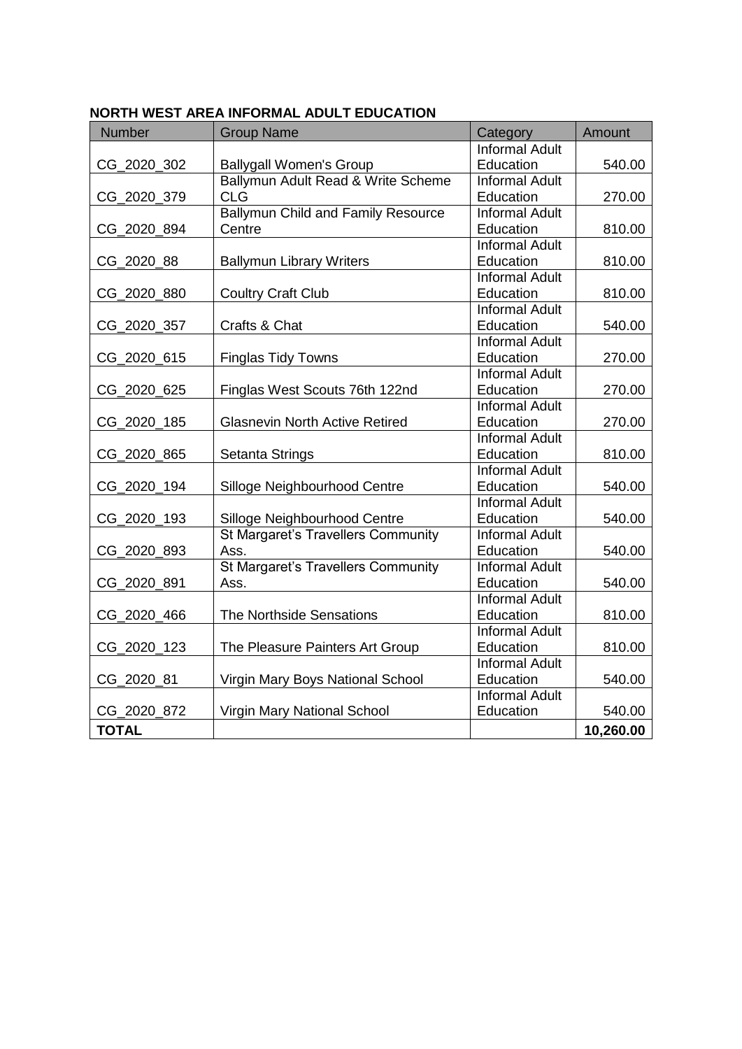**NORTH WEST AREA INFORMAL ADULT EDUCATION**

| Number | Group Name | Category | Amount |
|---|---|---|---|
| CG_2020_302 | Ballygall Women's Group | Informal Adult Education | 540.00 |
| CG_2020_379 | Ballymun Adult Read & Write Scheme CLG | Informal Adult Education | 270.00 |
| CG_2020_894 | Ballymun Child and Family Resource Centre | Informal Adult Education | 810.00 |
| CG_2020_88 | Ballymun Library Writers | Informal Adult Education | 810.00 |
| CG_2020_880 | Coultry Craft Club | Informal Adult Education | 810.00 |
| CG_2020_357 | Crafts & Chat | Informal Adult Education | 540.00 |
| CG_2020_615 | Finglas Tidy Towns | Informal Adult Education | 270.00 |
| CG_2020_625 | Finglas West Scouts 76th 122nd | Informal Adult Education | 270.00 |
| CG_2020_185 | Glasnevin North Active Retired | Informal Adult Education | 270.00 |
| CG_2020_865 | Setanta Strings | Informal Adult Education | 810.00 |
| CG_2020_194 | Silloge Neighbourhood Centre | Informal Adult Education | 540.00 |
| CG_2020_193 | Silloge Neighbourhood Centre | Informal Adult Education | 540.00 |
| CG_2020_893 | St Margaret's Travellers Community Ass. | Informal Adult Education | 540.00 |
| CG_2020_891 | St Margaret's Travellers Community Ass. | Informal Adult Education | 540.00 |
| CG_2020_466 | The Northside Sensations | Informal Adult Education | 810.00 |
| CG_2020_123 | The Pleasure Painters Art Group | Informal Adult Education | 810.00 |
| CG_2020_81 | Virgin Mary Boys National School | Informal Adult Education | 540.00 |
| CG_2020_872 | Virgin Mary National School | Informal Adult Education | 540.00 |
| **TOTAL** | | | **10,260.00** |